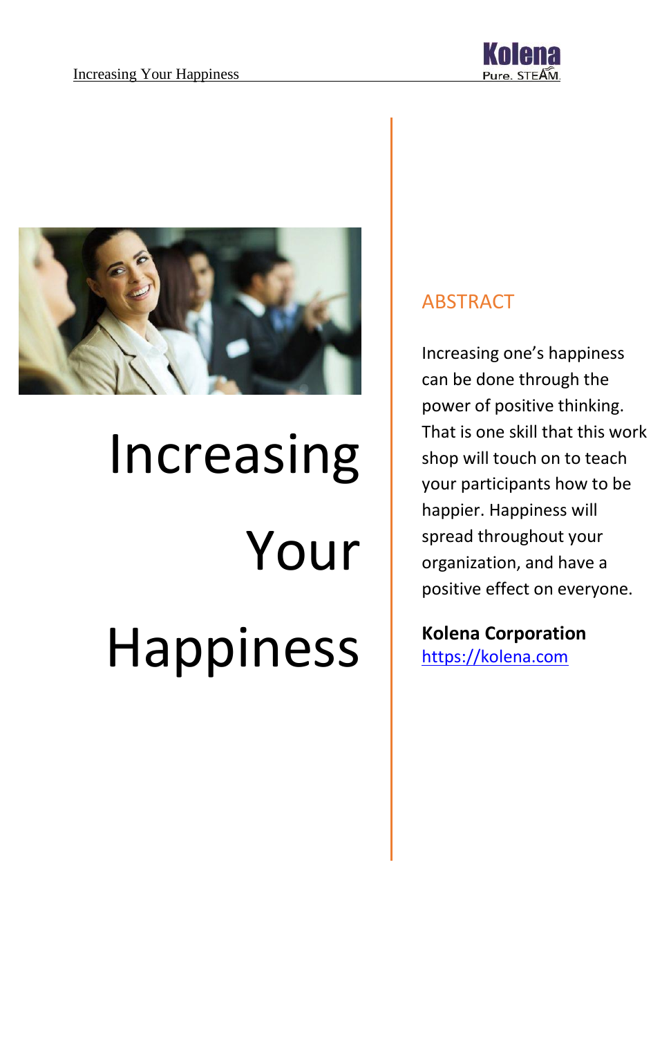# Increasing Your Happiness

## ABSTRACT

Increasing one's happiness can be done through the power of positive thinking. That is one skill that this work shop will touch on to teach your participants how to be happier. Happiness will spread throughout your organization, and have a positive effect on everyone.

**Kolena Corporation**
[https://kolena.com](https://kolena.com)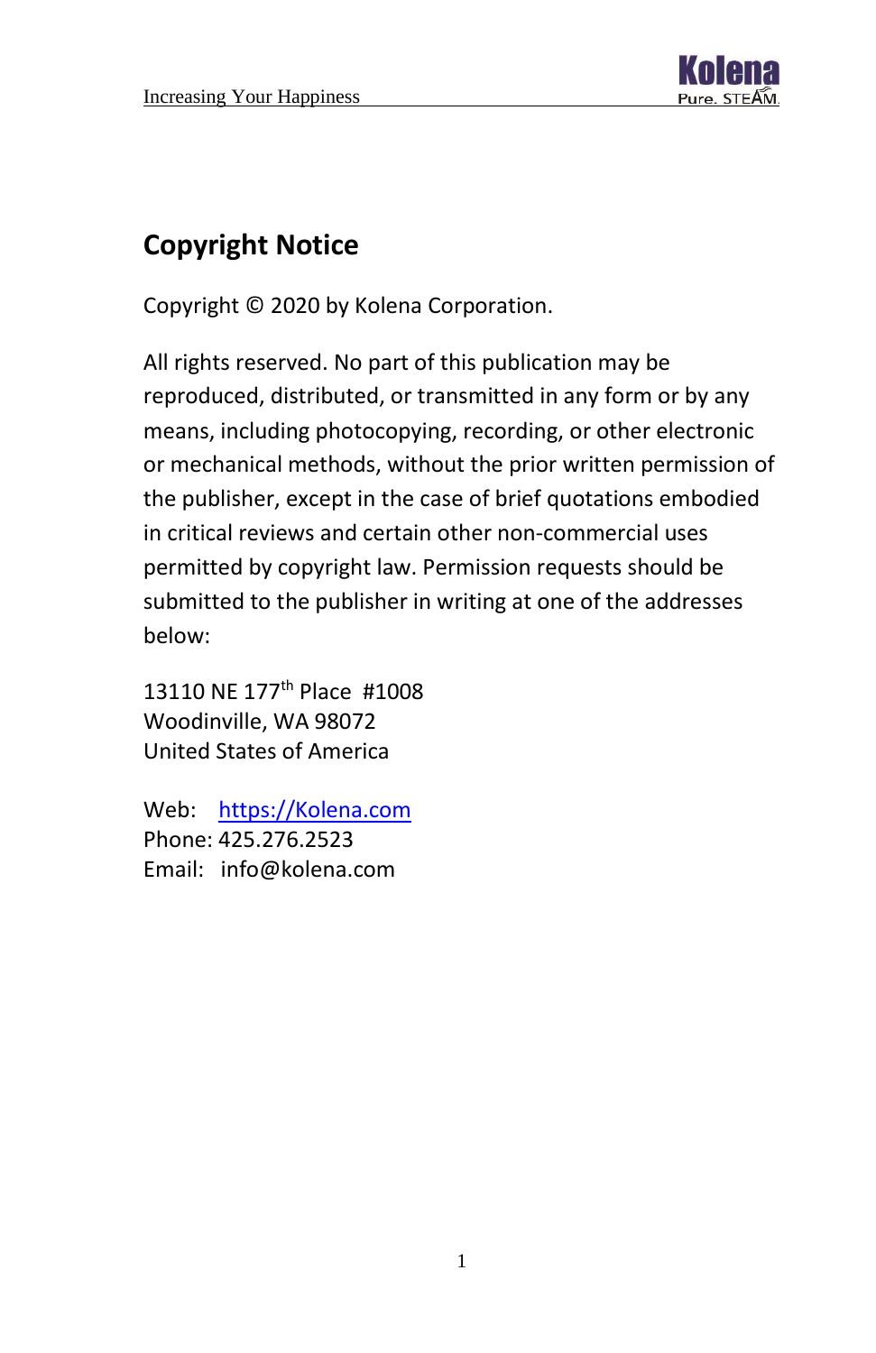## Copyright Notice

Copyright © 2020 by Kolena Corporation.

All rights reserved. No part of this publication may be reproduced, distributed, or transmitted in any form or by any means, including photocopying, recording, or other electronic or mechanical methods, without the prior written permission of the publisher, except in the case of brief quotations embodied in critical reviews and certain other non-commercial uses permitted by copyright law. Permission requests should be submitted to the publisher in writing at one of the addresses below:

13110 NE 177th Place #1008
Woodinville, WA 98072
United States of America

Web: [https://Kolena.com](https://Kolena.com)
Phone: 425.276.2523
Email: info@kolena.com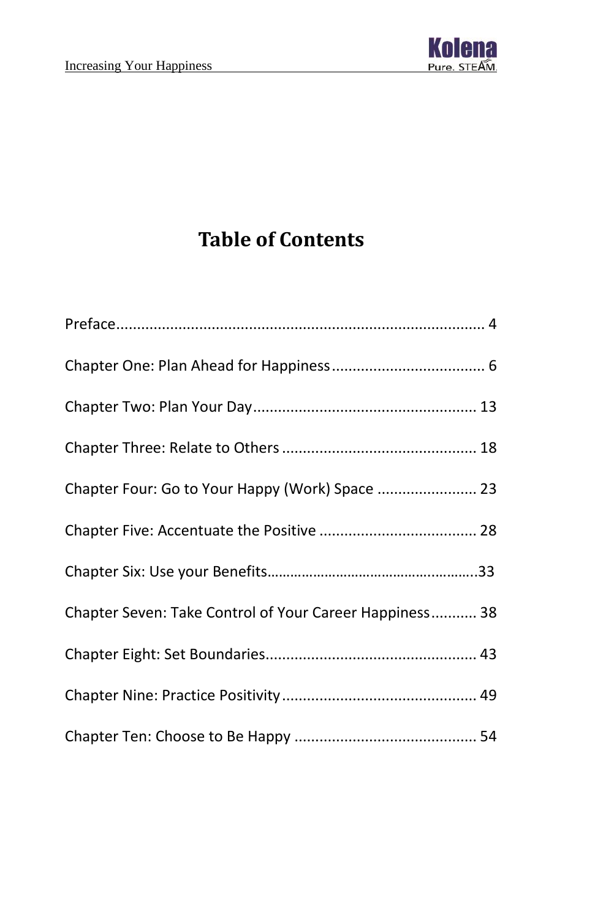# Table of Contents

Preface........................................................................................ 4

Chapter One: Plan Ahead for Happiness..................................... 6

Chapter Two: Plan Your Day...................................................... 13

Chapter Three: Relate to Others ............................................... 18

Chapter Four: Go to Your Happy (Work) Space ........................ 23

Chapter Five: Accentuate the Positive ...................................... 28

Chapter Six: Use your Benefits……………………………………………..33

Chapter Seven: Take Control of Your Career Happiness........... 38

Chapter Eight: Set Boundaries................................................... 43

Chapter Nine: Practice Positivity............................................... 49

Chapter Ten: Choose to Be Happy ............................................ 54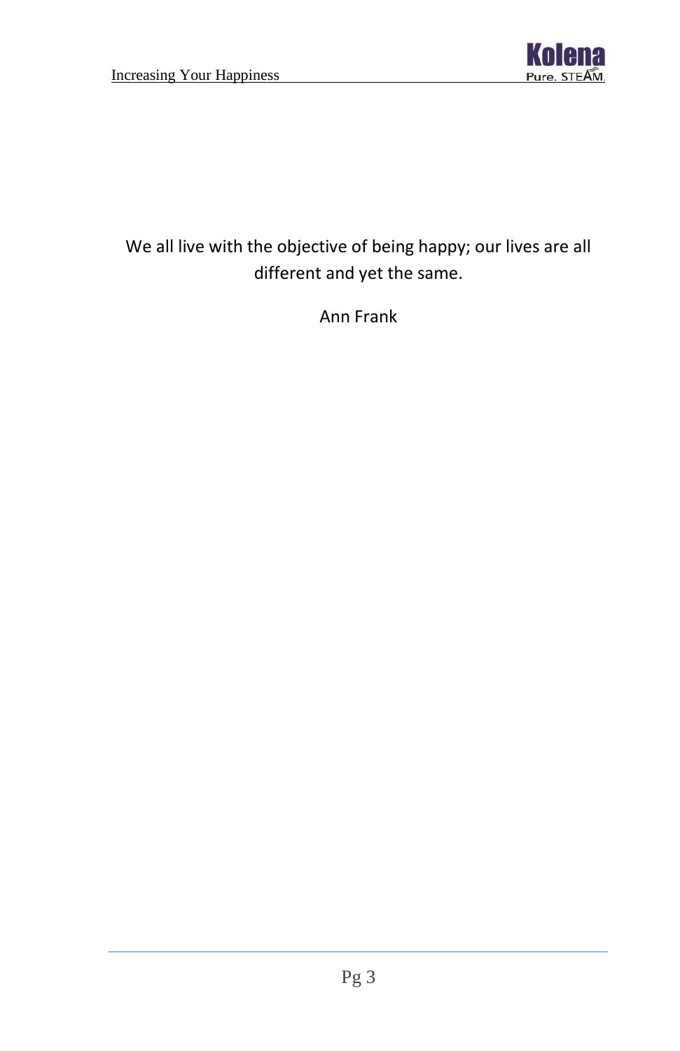We all live with the objective of being happy; our lives are all different and yet the same.

Ann Frank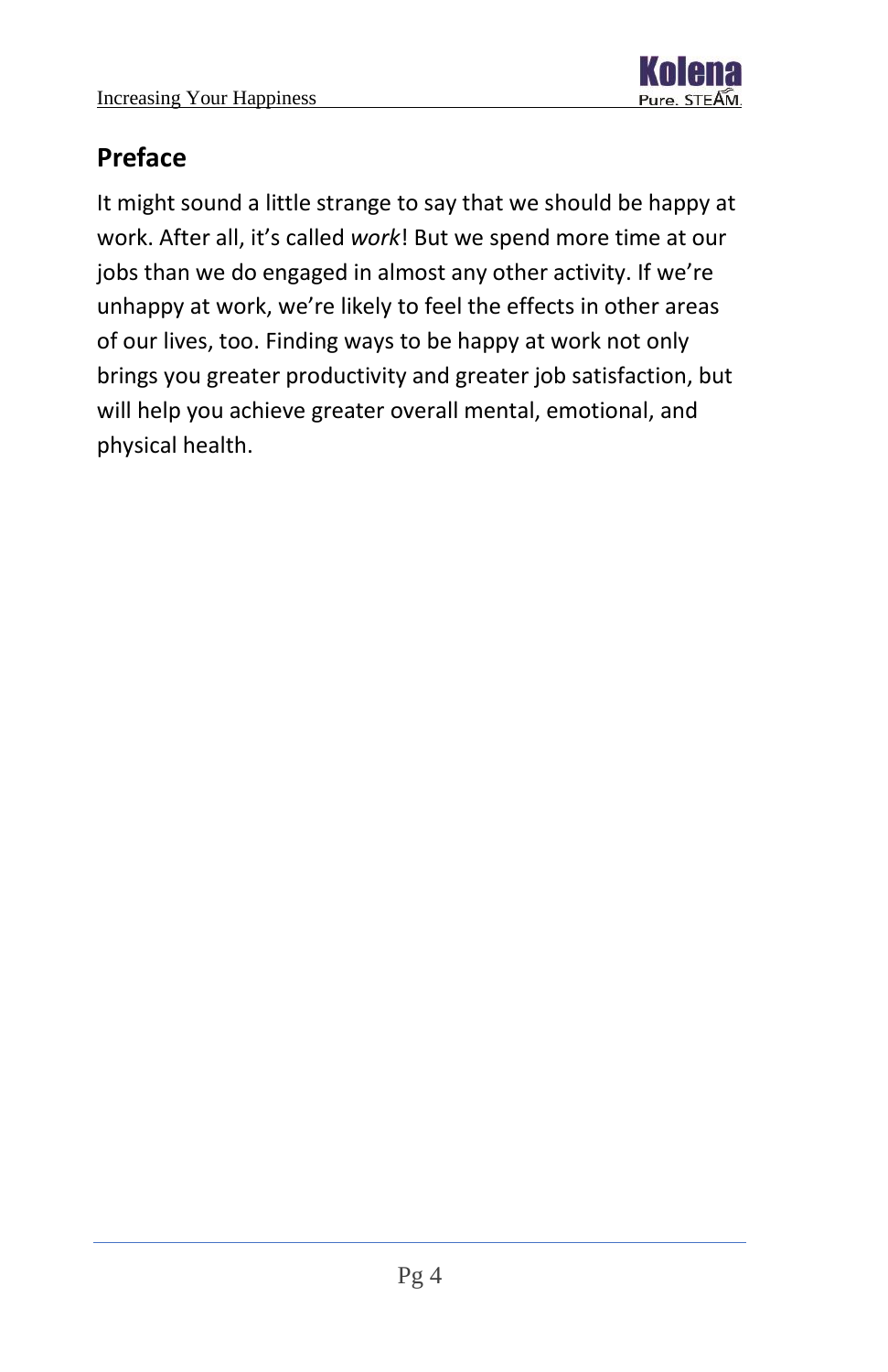## Preface

It might sound a little strange to say that we should be happy at work. After all, it's called *work*! But we spend more time at our jobs than we do engaged in almost any other activity. If we're unhappy at work, we're likely to feel the effects in other areas of our lives, too. Finding ways to be happy at work not only brings you greater productivity and greater job satisfaction, but will help you achieve greater overall mental, emotional, and physical health.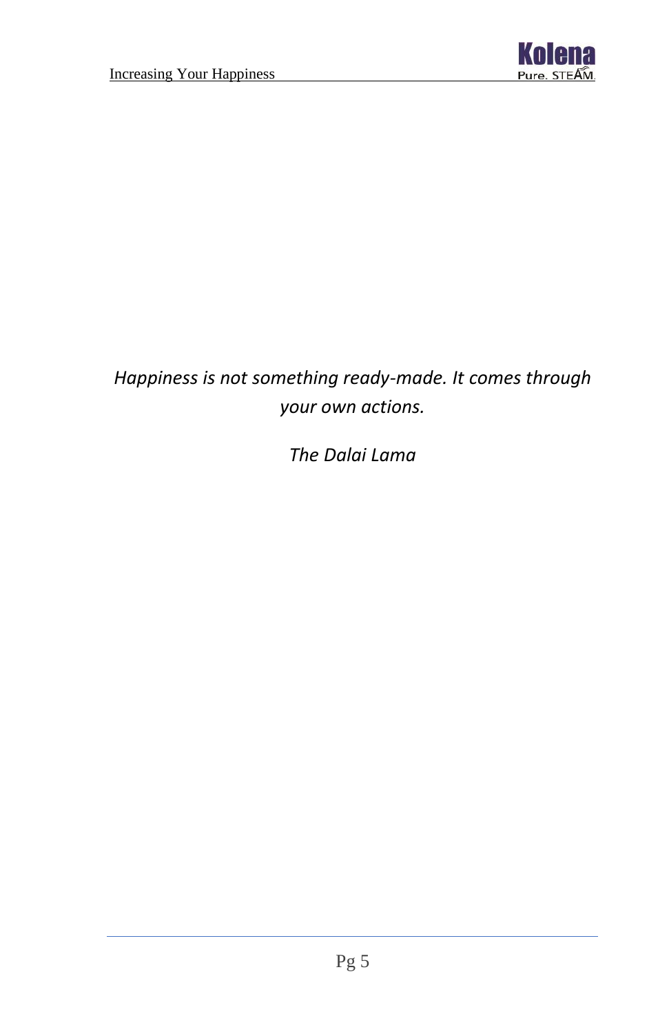*Happiness is not something ready-made. It comes through your own actions.*

*The Dalai Lama*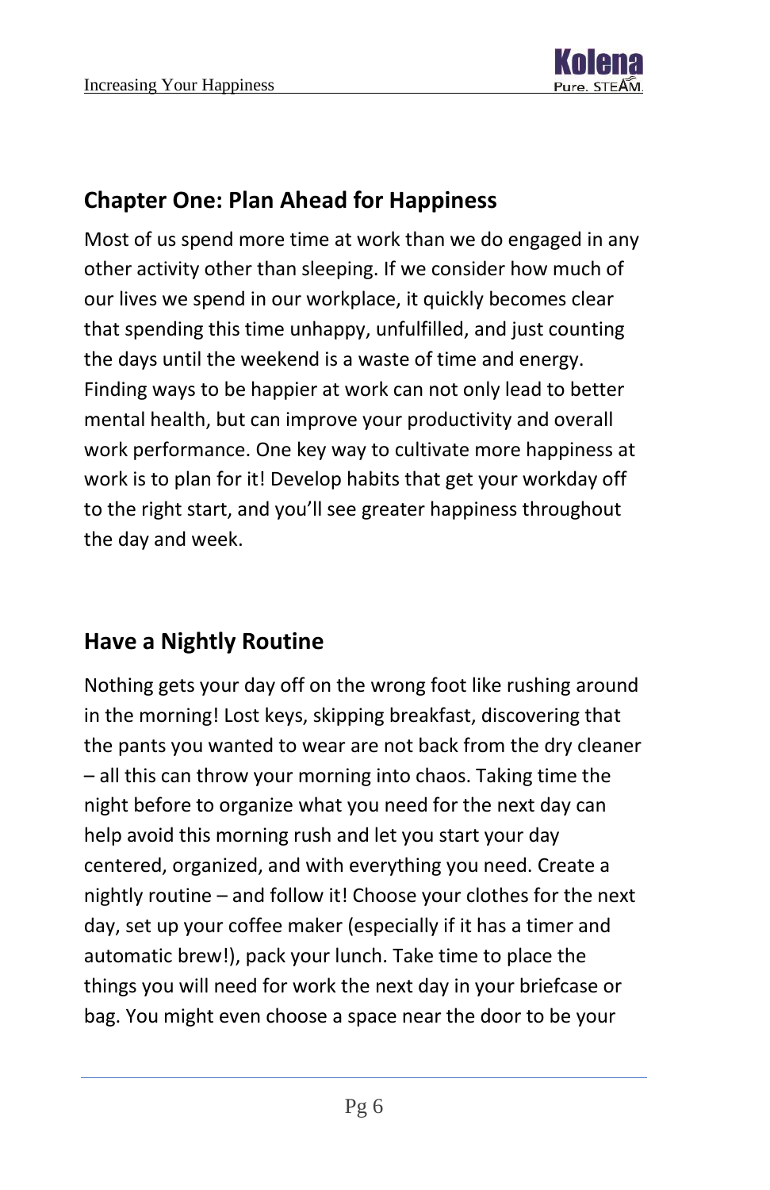## Chapter One: Plan Ahead for Happiness

Most of us spend more time at work than we do engaged in any other activity other than sleeping. If we consider how much of our lives we spend in our workplace, it quickly becomes clear that spending this time unhappy, unfulfilled, and just counting the days until the weekend is a waste of time and energy. Finding ways to be happier at work can not only lead to better mental health, but can improve your productivity and overall work performance. One key way to cultivate more happiness at work is to plan for it! Develop habits that get your workday off to the right start, and you'll see greater happiness throughout the day and week.

## Have a Nightly Routine

Nothing gets your day off on the wrong foot like rushing around in the morning! Lost keys, skipping breakfast, discovering that the pants you wanted to wear are not back from the dry cleaner – all this can throw your morning into chaos. Taking time the night before to organize what you need for the next day can help avoid this morning rush and let you start your day centered, organized, and with everything you need. Create a nightly routine – and follow it! Choose your clothes for the next day, set up your coffee maker (especially if it has a timer and automatic brew!), pack your lunch. Take time to place the things you will need for work the next day in your briefcase or bag. You might even choose a space near the door to be your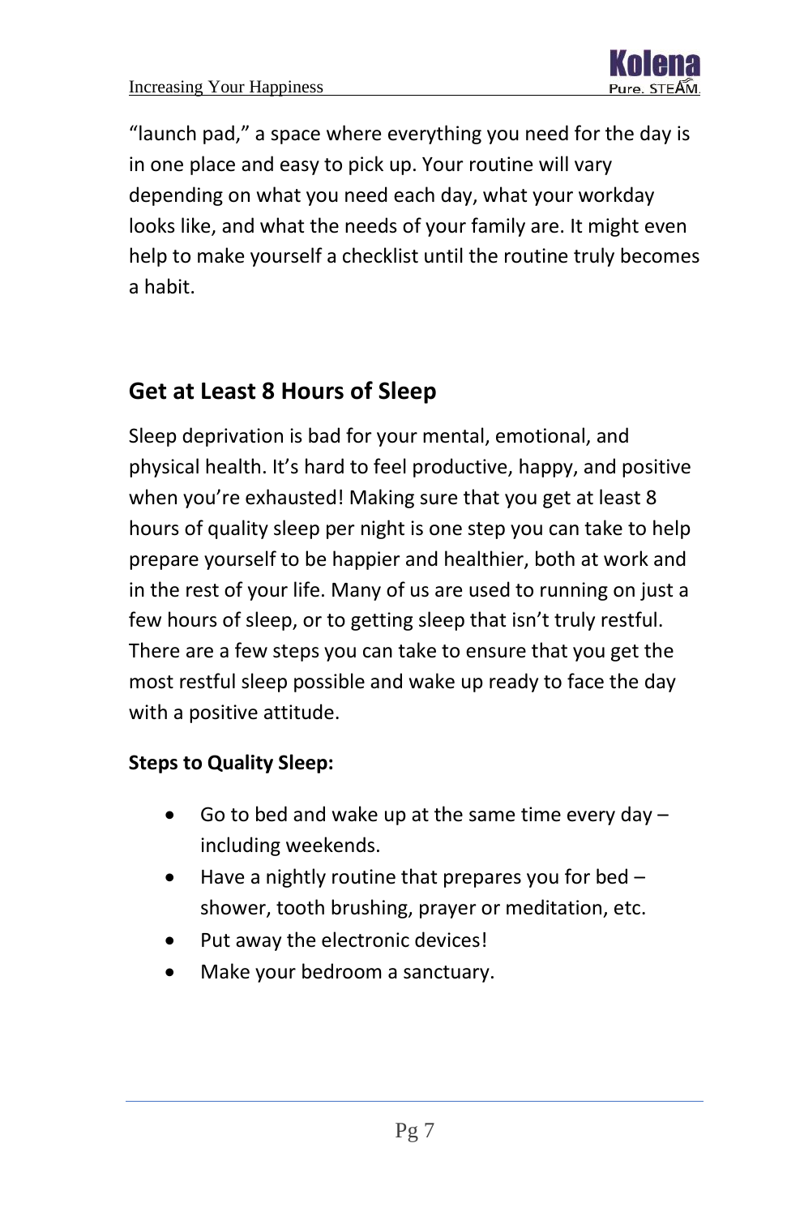"launch pad," a space where everything you need for the day is in one place and easy to pick up. Your routine will vary depending on what you need each day, what your workday looks like, and what the needs of your family are. It might even help to make yourself a checklist until the routine truly becomes a habit.

## Get at Least 8 Hours of Sleep

Sleep deprivation is bad for your mental, emotional, and physical health. It's hard to feel productive, happy, and positive when you're exhausted! Making sure that you get at least 8 hours of quality sleep per night is one step you can take to help prepare yourself to be happier and healthier, both at work and in the rest of your life. Many of us are used to running on just a few hours of sleep, or to getting sleep that isn't truly restful. There are a few steps you can take to ensure that you get the most restful sleep possible and wake up ready to face the day with a positive attitude.

**Steps to Quality Sleep:**

- Go to bed and wake up at the same time every day – including weekends.
- Have a nightly routine that prepares you for bed – shower, tooth brushing, prayer or meditation, etc.
- Put away the electronic devices!
- Make your bedroom a sanctuary.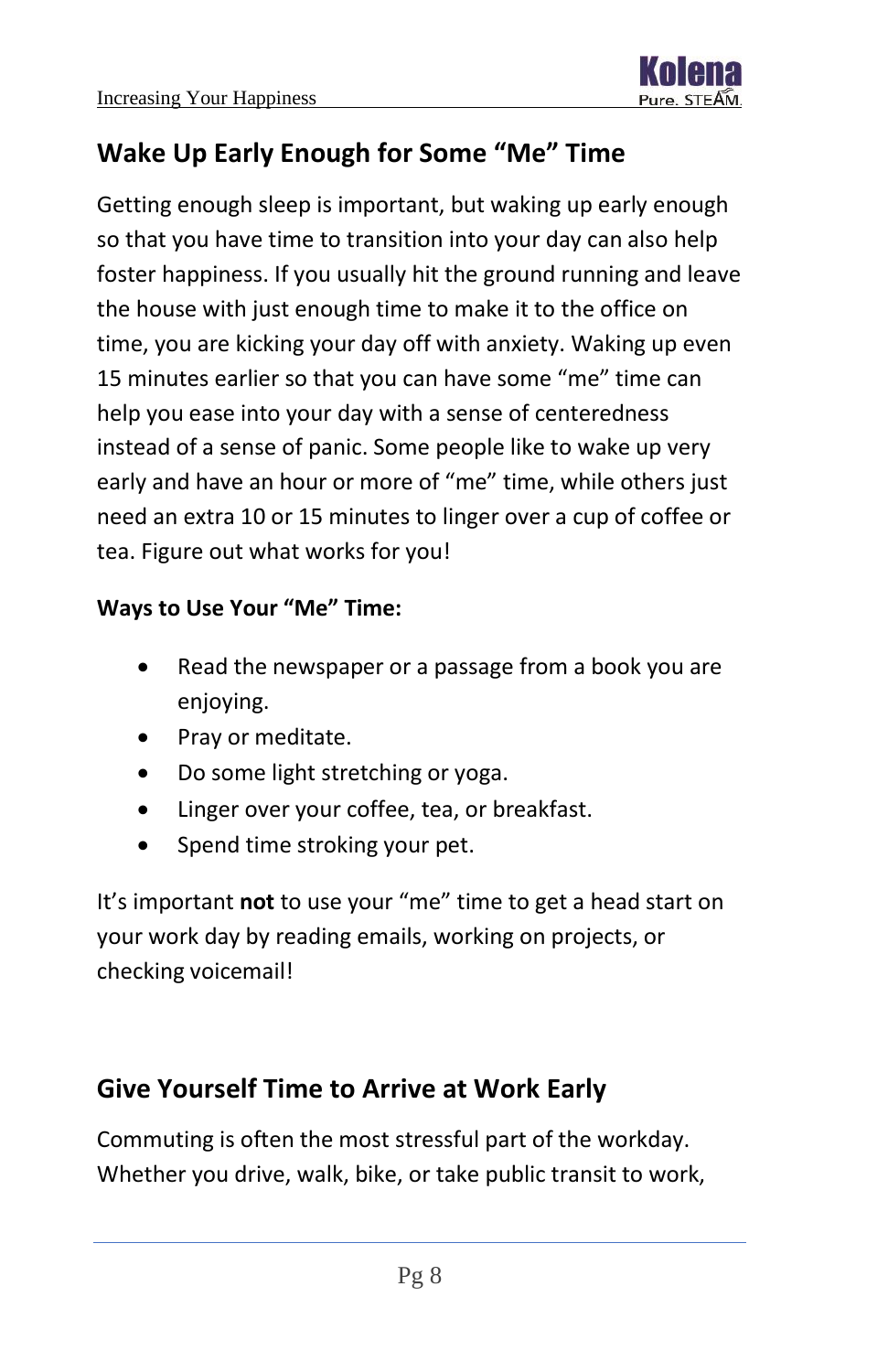## Wake Up Early Enough for Some “Me” Time

Getting enough sleep is important, but waking up early enough so that you have time to transition into your day can also help foster happiness. If you usually hit the ground running and leave the house with just enough time to make it to the office on time, you are kicking your day off with anxiety. Waking up even 15 minutes earlier so that you can have some “me” time can help you ease into your day with a sense of centeredness instead of a sense of panic. Some people like to wake up very early and have an hour or more of “me” time, while others just need an extra 10 or 15 minutes to linger over a cup of coffee or tea. Figure out what works for you!

**Ways to Use Your “Me” Time:**

- Read the newspaper or a passage from a book you are enjoying.
- Pray or meditate.
- Do some light stretching or yoga.
- Linger over your coffee, tea, or breakfast.
- Spend time stroking your pet.

It’s important **not** to use your “me” time to get a head start on your work day by reading emails, working on projects, or checking voicemail!

## Give Yourself Time to Arrive at Work Early

Commuting is often the most stressful part of the workday. Whether you drive, walk, bike, or take public transit to work,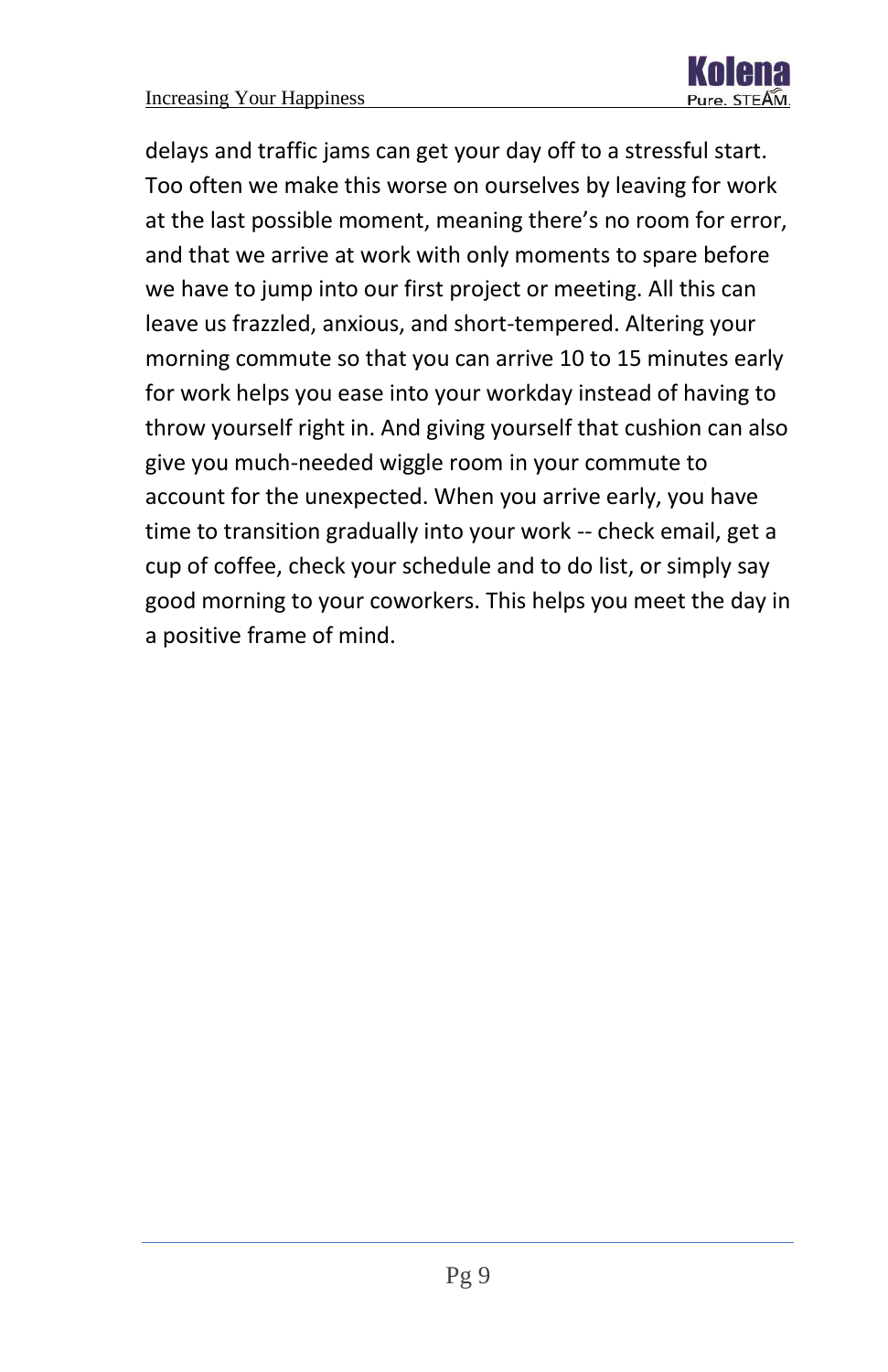delays and traffic jams can get your day off to a stressful start. Too often we make this worse on ourselves by leaving for work at the last possible moment, meaning there's no room for error, and that we arrive at work with only moments to spare before we have to jump into our first project or meeting. All this can leave us frazzled, anxious, and short-tempered. Altering your morning commute so that you can arrive 10 to 15 minutes early for work helps you ease into your workday instead of having to throw yourself right in. And giving yourself that cushion can also give you much-needed wiggle room in your commute to account for the unexpected. When you arrive early, you have time to transition gradually into your work -- check email, get a cup of coffee, check your schedule and to do list, or simply say good morning to your coworkers. This helps you meet the day in a positive frame of mind.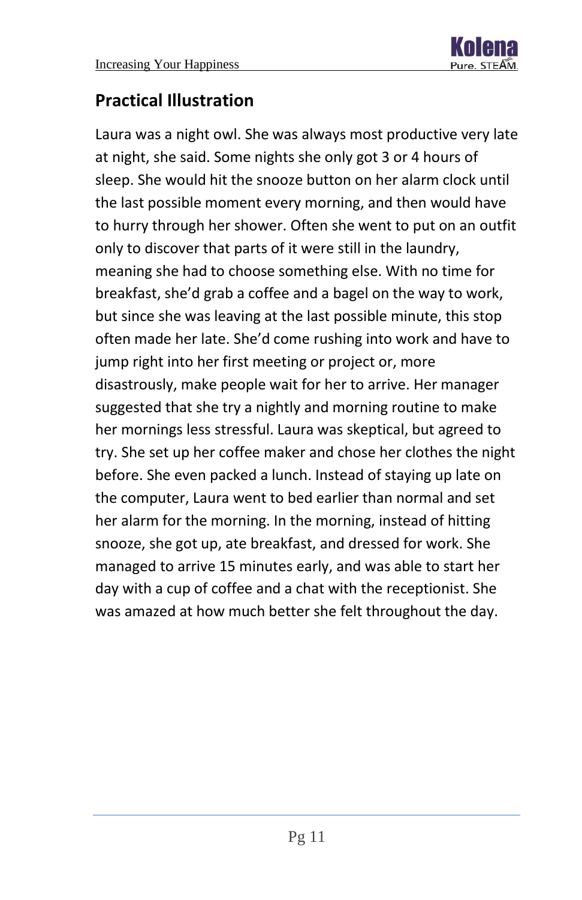## Practical Illustration

Laura was a night owl. She was always most productive very late at night, she said. Some nights she only got 3 or 4 hours of sleep. She would hit the snooze button on her alarm clock until the last possible moment every morning, and then would have to hurry through her shower. Often she went to put on an outfit only to discover that parts of it were still in the laundry, meaning she had to choose something else. With no time for breakfast, she'd grab a coffee and a bagel on the way to work, but since she was leaving at the last possible minute, this stop often made her late. She'd come rushing into work and have to jump right into her first meeting or project or, more disastrously, make people wait for her to arrive. Her manager suggested that she try a nightly and morning routine to make her mornings less stressful. Laura was skeptical, but agreed to try. She set up her coffee maker and chose her clothes the night before. She even packed a lunch. Instead of staying up late on the computer, Laura went to bed earlier than normal and set her alarm for the morning. In the morning, instead of hitting snooze, she got up, ate breakfast, and dressed for work. She managed to arrive 15 minutes early, and was able to start her day with a cup of coffee and a chat with the receptionist. She was amazed at how much better she felt throughout the day.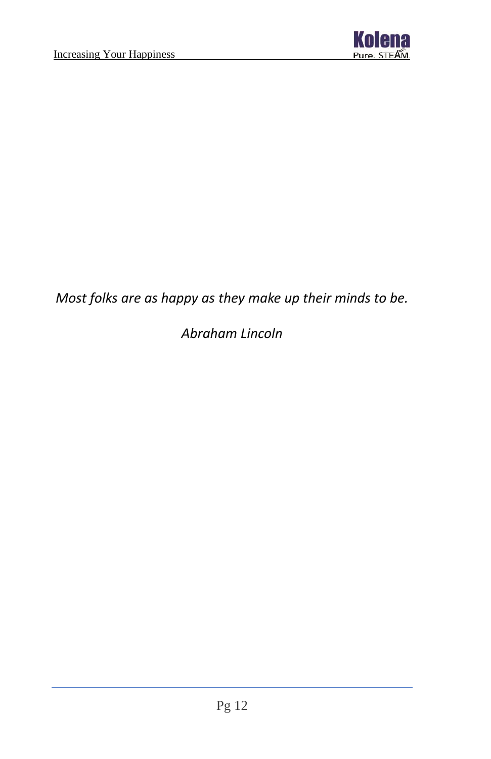*Most folks are as happy as they make up their minds to be.*

*Abraham Lincoln*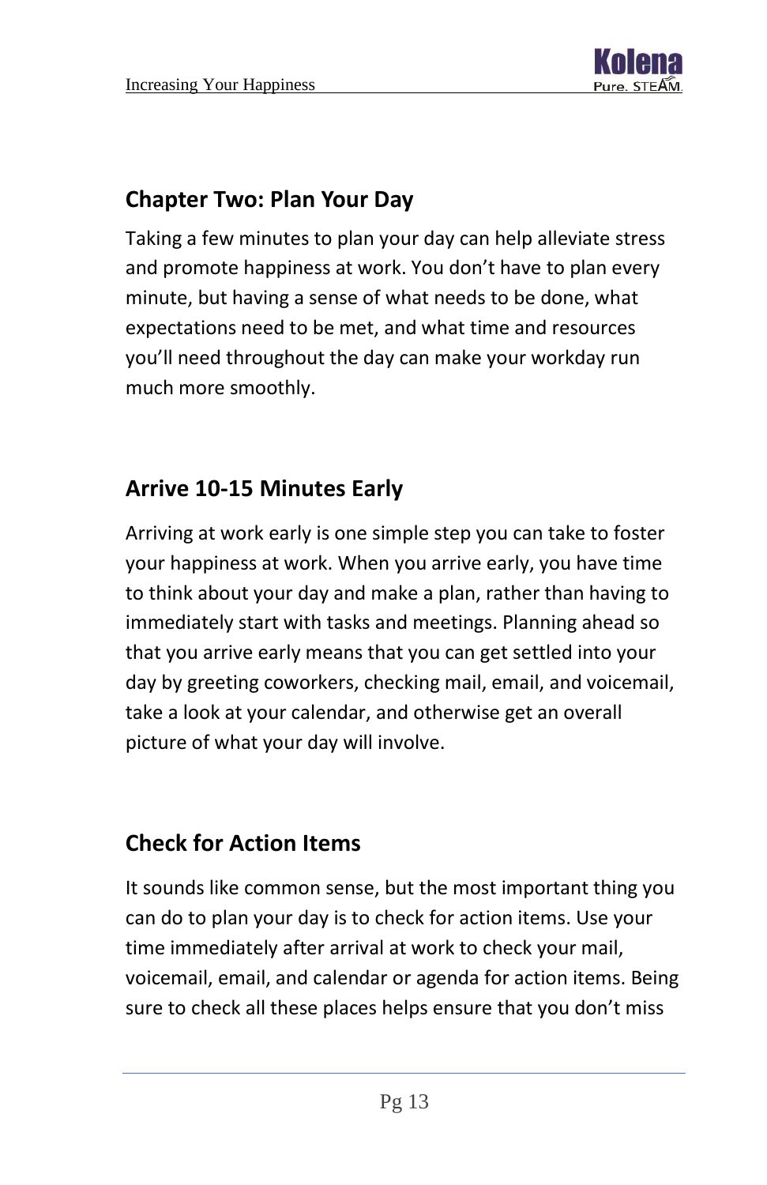## Chapter Two: Plan Your Day

Taking a few minutes to plan your day can help alleviate stress and promote happiness at work. You don't have to plan every minute, but having a sense of what needs to be done, what expectations need to be met, and what time and resources you'll need throughout the day can make your workday run much more smoothly.

### Arrive 10-15 Minutes Early

Arriving at work early is one simple step you can take to foster your happiness at work. When you arrive early, you have time to think about your day and make a plan, rather than having to immediately start with tasks and meetings. Planning ahead so that you arrive early means that you can get settled into your day by greeting coworkers, checking mail, email, and voicemail, take a look at your calendar, and otherwise get an overall picture of what your day will involve.

### Check for Action Items

It sounds like common sense, but the most important thing you can do to plan your day is to check for action items. Use your time immediately after arrival at work to check your mail, voicemail, email, and calendar or agenda for action items. Being sure to check all these places helps ensure that you don't miss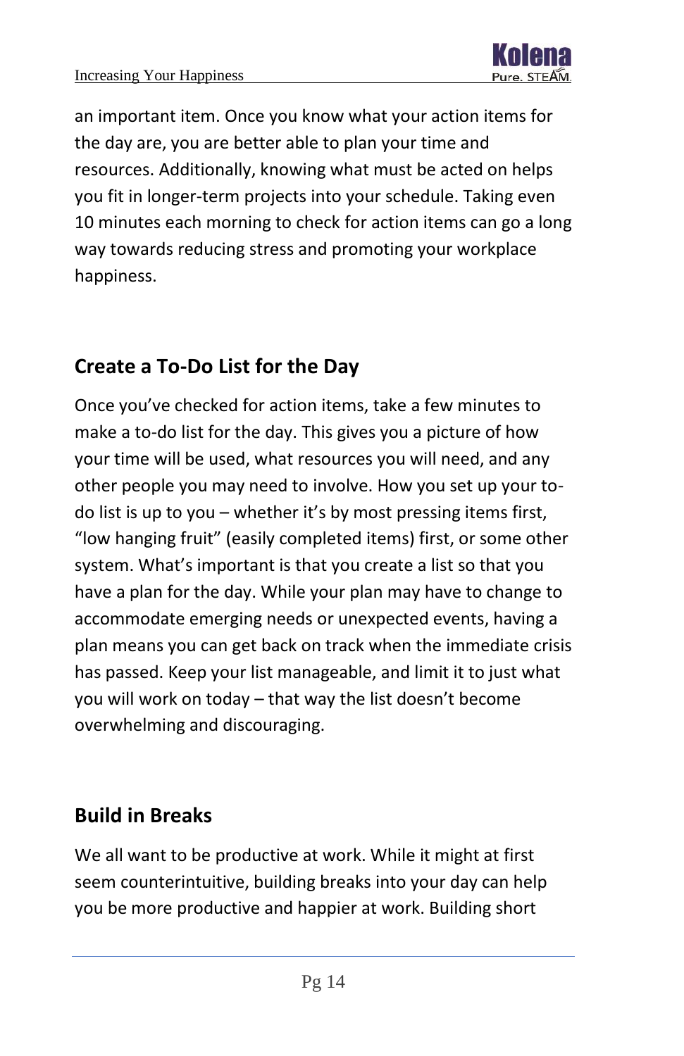an important item. Once you know what your action items for the day are, you are better able to plan your time and resources. Additionally, knowing what must be acted on helps you fit in longer-term projects into your schedule. Taking even 10 minutes each morning to check for action items can go a long way towards reducing stress and promoting your workplace happiness.

## Create a To-Do List for the Day

Once you've checked for action items, take a few minutes to make a to-do list for the day. This gives you a picture of how your time will be used, what resources you will need, and any other people you may need to involve. How you set up your to-do list is up to you – whether it's by most pressing items first, "low hanging fruit" (easily completed items) first, or some other system. What's important is that you create a list so that you have a plan for the day. While your plan may have to change to accommodate emerging needs or unexpected events, having a plan means you can get back on track when the immediate crisis has passed. Keep your list manageable, and limit it to just what you will work on today – that way the list doesn't become overwhelming and discouraging.

## Build in Breaks

We all want to be productive at work. While it might at first seem counterintuitive, building breaks into your day can help you be more productive and happier at work. Building short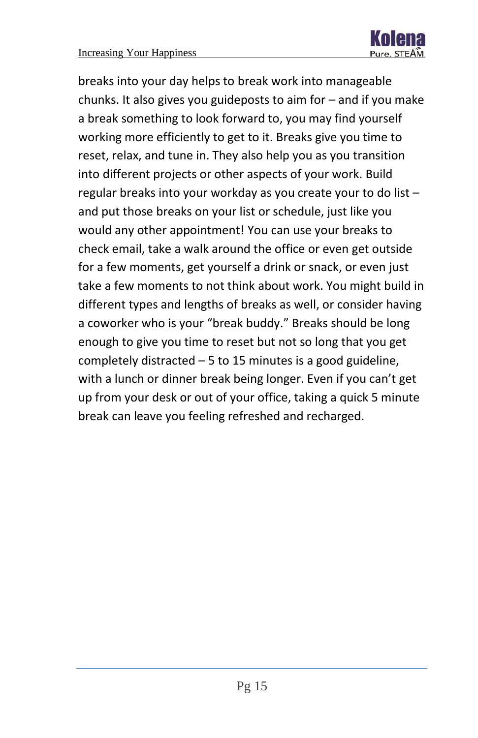breaks into your day helps to break work into manageable chunks. It also gives you guideposts to aim for – and if you make a break something to look forward to, you may find yourself working more efficiently to get to it. Breaks give you time to reset, relax, and tune in. They also help you as you transition into different projects or other aspects of your work. Build regular breaks into your workday as you create your to do list – and put those breaks on your list or schedule, just like you would any other appointment! You can use your breaks to check email, take a walk around the office or even get outside for a few moments, get yourself a drink or snack, or even just take a few moments to not think about work. You might build in different types and lengths of breaks as well, or consider having a coworker who is your "break buddy." Breaks should be long enough to give you time to reset but not so long that you get completely distracted – 5 to 15 minutes is a good guideline, with a lunch or dinner break being longer. Even if you can't get up from your desk or out of your office, taking a quick 5 minute break can leave you feeling refreshed and recharged.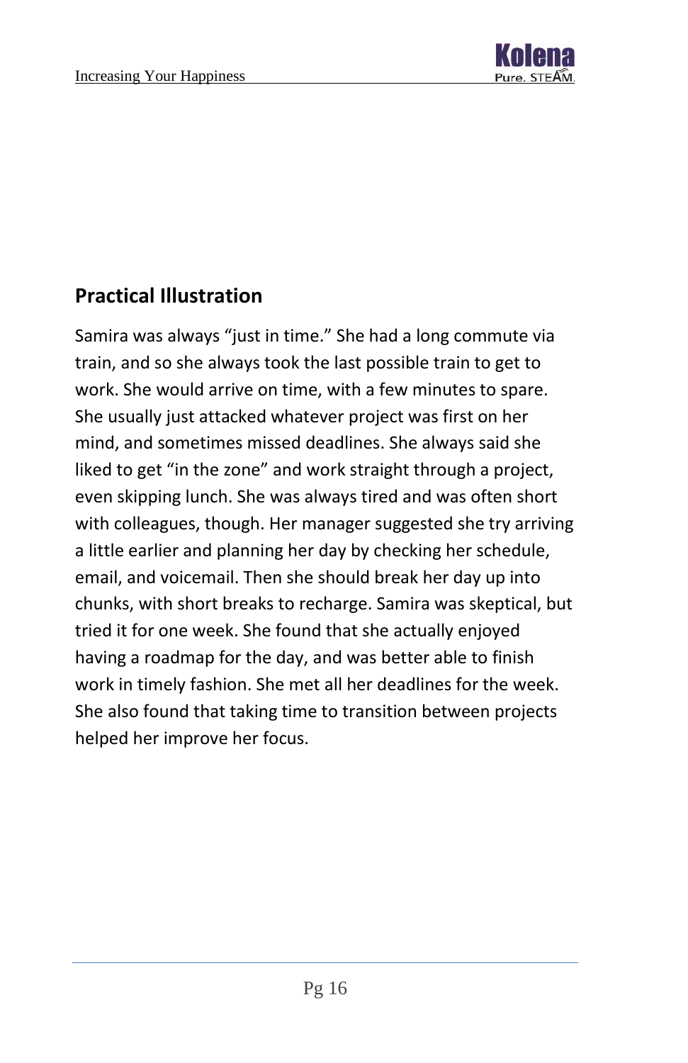## Practical Illustration

Samira was always “just in time.” She had a long commute via train, and so she always took the last possible train to get to work. She would arrive on time, with a few minutes to spare. She usually just attacked whatever project was first on her mind, and sometimes missed deadlines. She always said she liked to get “in the zone” and work straight through a project, even skipping lunch. She was always tired and was often short with colleagues, though. Her manager suggested she try arriving a little earlier and planning her day by checking her schedule, email, and voicemail. Then she should break her day up into chunks, with short breaks to recharge. Samira was skeptical, but tried it for one week. She found that she actually enjoyed having a roadmap for the day, and was better able to finish work in timely fashion. She met all her deadlines for the week. She also found that taking time to transition between projects helped her improve her focus.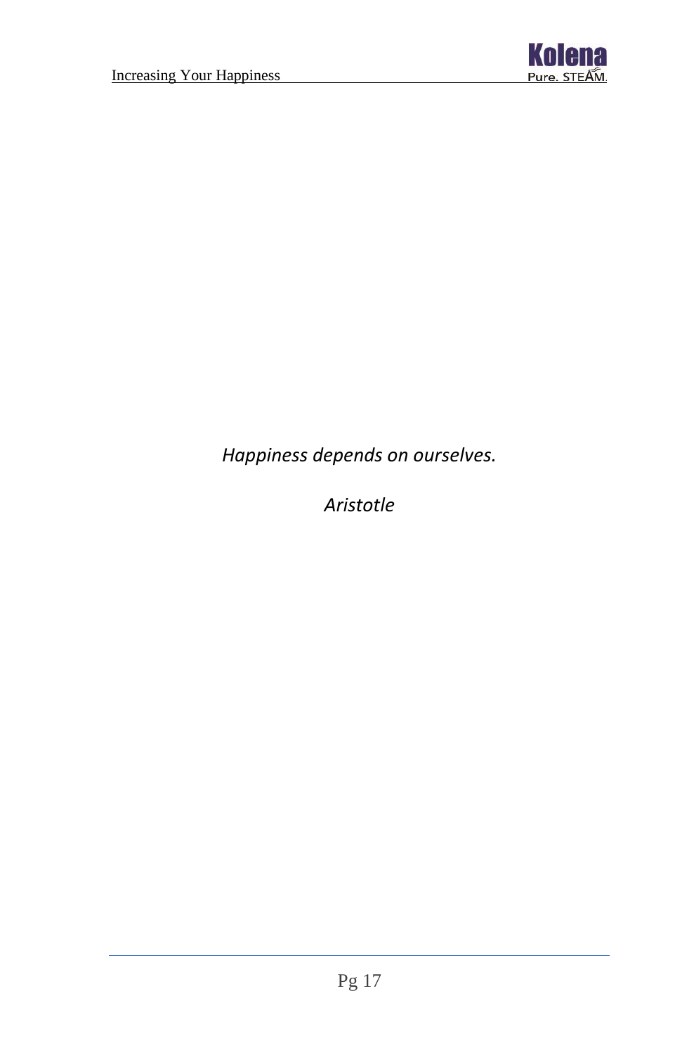*Happiness depends on ourselves.*

*Aristotle*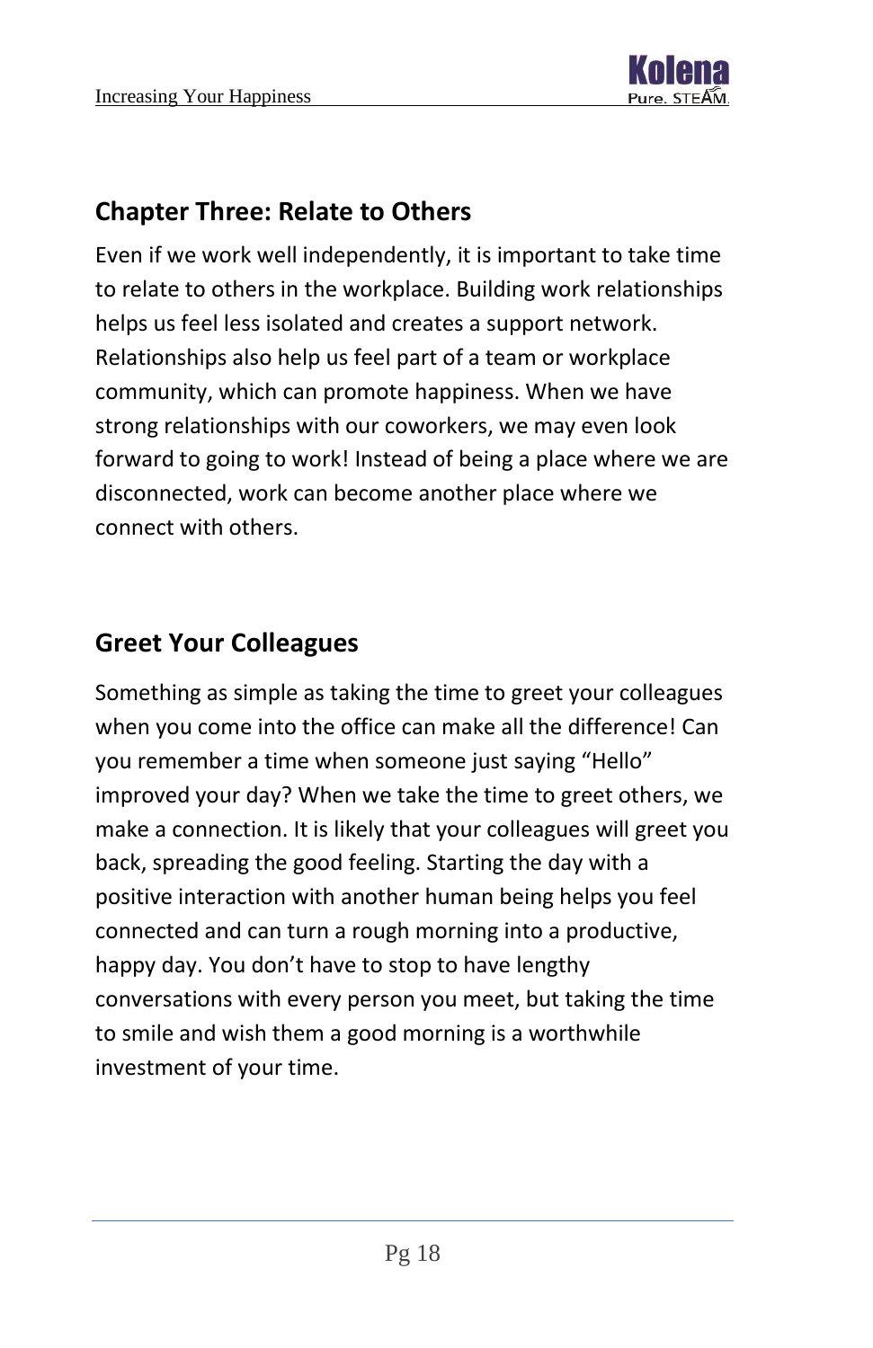## Chapter Three: Relate to Others

Even if we work well independently, it is important to take time to relate to others in the workplace. Building work relationships helps us feel less isolated and creates a support network. Relationships also help us feel part of a team or workplace community, which can promote happiness. When we have strong relationships with our coworkers, we may even look forward to going to work! Instead of being a place where we are disconnected, work can become another place where we connect with others.

### Greet Your Colleagues

Something as simple as taking the time to greet your colleagues when you come into the office can make all the difference! Can you remember a time when someone just saying "Hello" improved your day? When we take the time to greet others, we make a connection. It is likely that your colleagues will greet you back, spreading the good feeling. Starting the day with a positive interaction with another human being helps you feel connected and can turn a rough morning into a productive, happy day. You don't have to stop to have lengthy conversations with every person you meet, but taking the time to smile and wish them a good morning is a worthwhile investment of your time.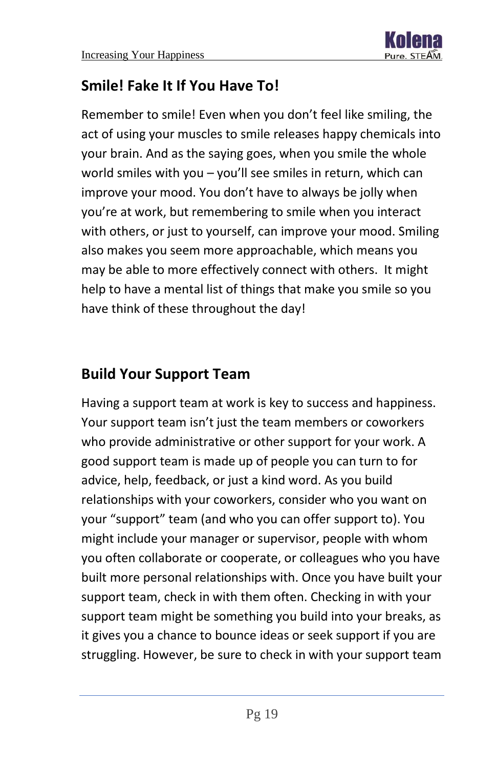## Smile! Fake It If You Have To!

Remember to smile! Even when you don't feel like smiling, the act of using your muscles to smile releases happy chemicals into your brain. And as the saying goes, when you smile the whole world smiles with you – you'll see smiles in return, which can improve your mood. You don't have to always be jolly when you're at work, but remembering to smile when you interact with others, or just to yourself, can improve your mood. Smiling also makes you seem more approachable, which means you may be able to more effectively connect with others.  It might help to have a mental list of things that make you smile so you have think of these throughout the day!

## Build Your Support Team

Having a support team at work is key to success and happiness. Your support team isn't just the team members or coworkers who provide administrative or other support for your work. A good support team is made up of people you can turn to for advice, help, feedback, or just a kind word. As you build relationships with your coworkers, consider who you want on your "support" team (and who you can offer support to). You might include your manager or supervisor, people with whom you often collaborate or cooperate, or colleagues who you have built more personal relationships with. Once you have built your support team, check in with them often. Checking in with your support team might be something you build into your breaks, as it gives you a chance to bounce ideas or seek support if you are struggling. However, be sure to check in with your support team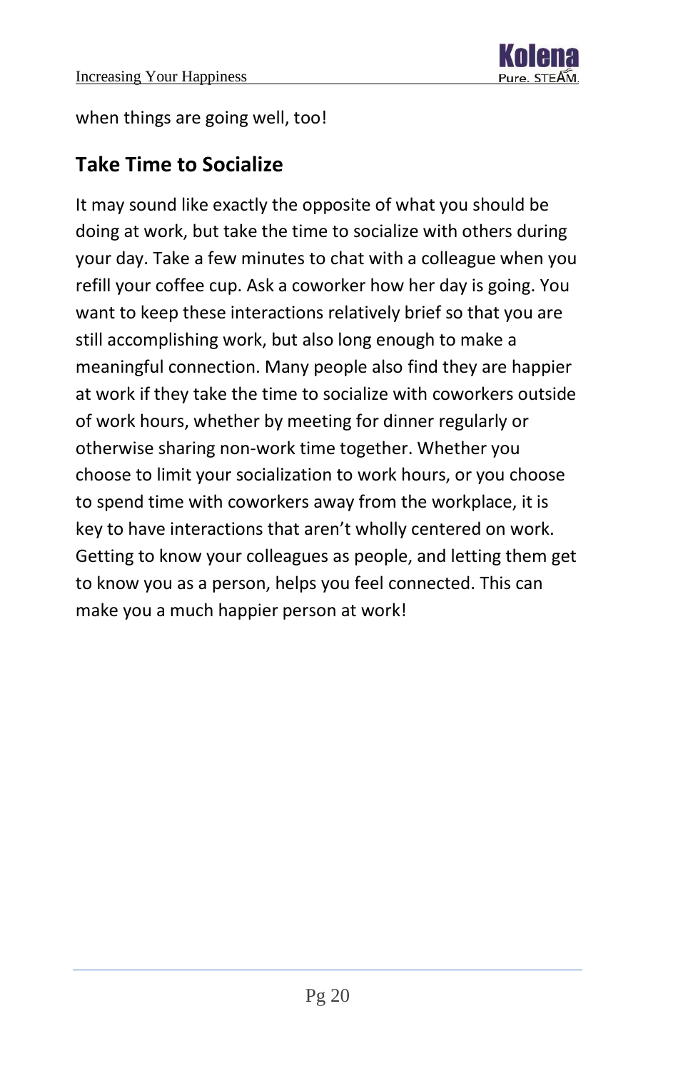when things are going well, too!

## Take Time to Socialize

It may sound like exactly the opposite of what you should be doing at work, but take the time to socialize with others during your day. Take a few minutes to chat with a colleague when you refill your coffee cup. Ask a coworker how her day is going. You want to keep these interactions relatively brief so that you are still accomplishing work, but also long enough to make a meaningful connection. Many people also find they are happier at work if they take the time to socialize with coworkers outside of work hours, whether by meeting for dinner regularly or otherwise sharing non-work time together. Whether you choose to limit your socialization to work hours, or you choose to spend time with coworkers away from the workplace, it is key to have interactions that aren't wholly centered on work. Getting to know your colleagues as people, and letting them get to know you as a person, helps you feel connected. This can make you a much happier person at work!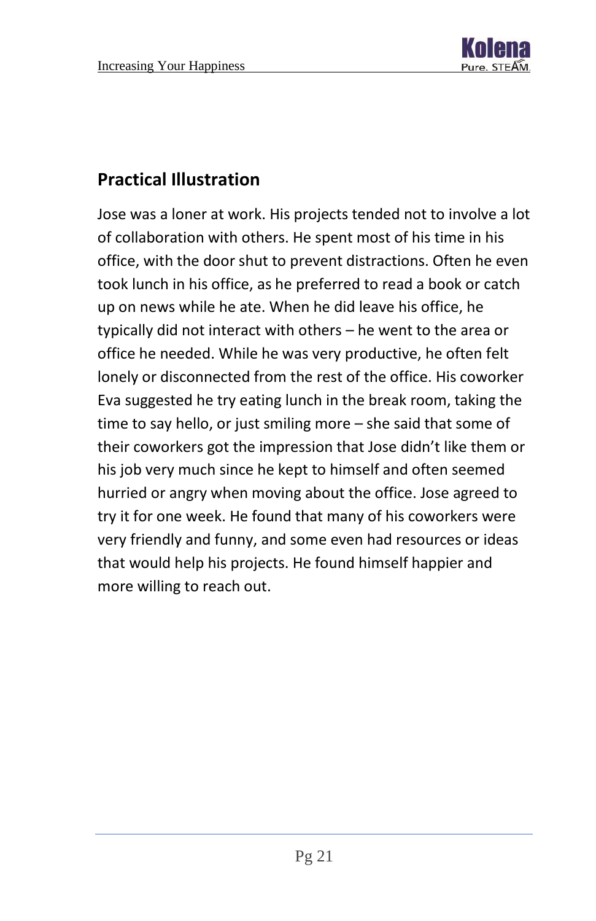## Practical Illustration

Jose was a loner at work. His projects tended not to involve a lot of collaboration with others. He spent most of his time in his office, with the door shut to prevent distractions. Often he even took lunch in his office, as he preferred to read a book or catch up on news while he ate. When he did leave his office, he typically did not interact with others – he went to the area or office he needed. While he was very productive, he often felt lonely or disconnected from the rest of the office. His coworker Eva suggested he try eating lunch in the break room, taking the time to say hello, or just smiling more – she said that some of their coworkers got the impression that Jose didn't like them or his job very much since he kept to himself and often seemed hurried or angry when moving about the office. Jose agreed to try it for one week. He found that many of his coworkers were very friendly and funny, and some even had resources or ideas that would help his projects. He found himself happier and more willing to reach out.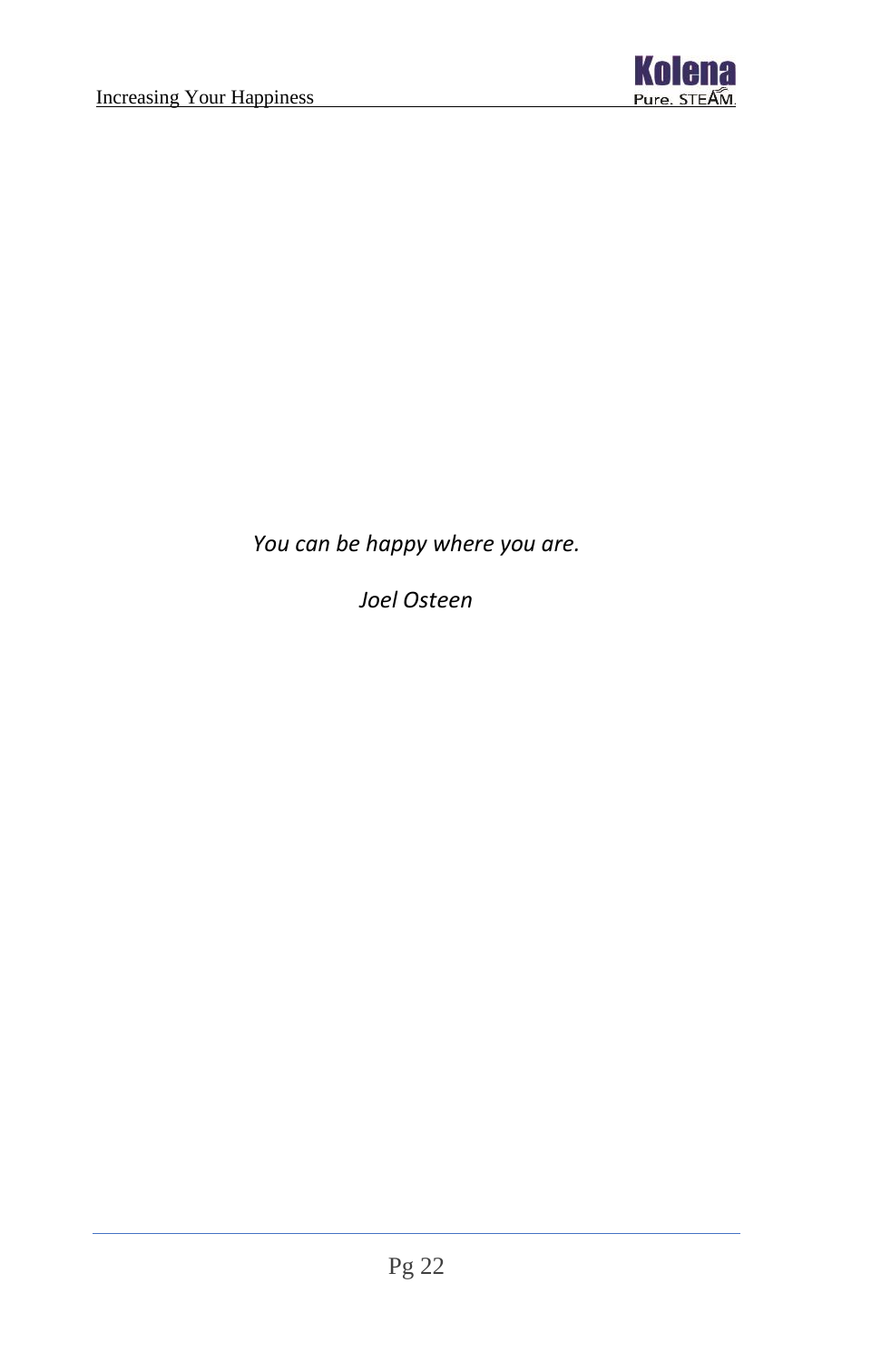*You can be happy where you are.*

*Joel Osteen*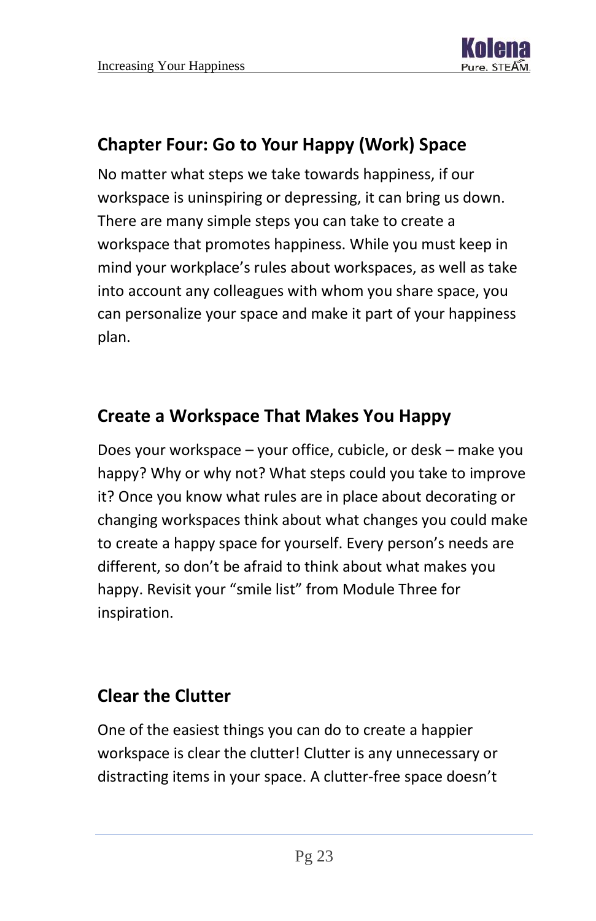## Chapter Four: Go to Your Happy (Work) Space

No matter what steps we take towards happiness, if our workspace is uninspiring or depressing, it can bring us down. There are many simple steps you can take to create a workspace that promotes happiness. While you must keep in mind your workplace's rules about workspaces, as well as take into account any colleagues with whom you share space, you can personalize your space and make it part of your happiness plan.

### Create a Workspace That Makes You Happy

Does your workspace – your office, cubicle, or desk – make you happy? Why or why not? What steps could you take to improve it? Once you know what rules are in place about decorating or changing workspaces think about what changes you could make to create a happy space for yourself. Every person's needs are different, so don't be afraid to think about what makes you happy. Revisit your "smile list" from Module Three for inspiration.

### Clear the Clutter

One of the easiest things you can do to create a happier workspace is clear the clutter! Clutter is any unnecessary or distracting items in your space. A clutter-free space doesn't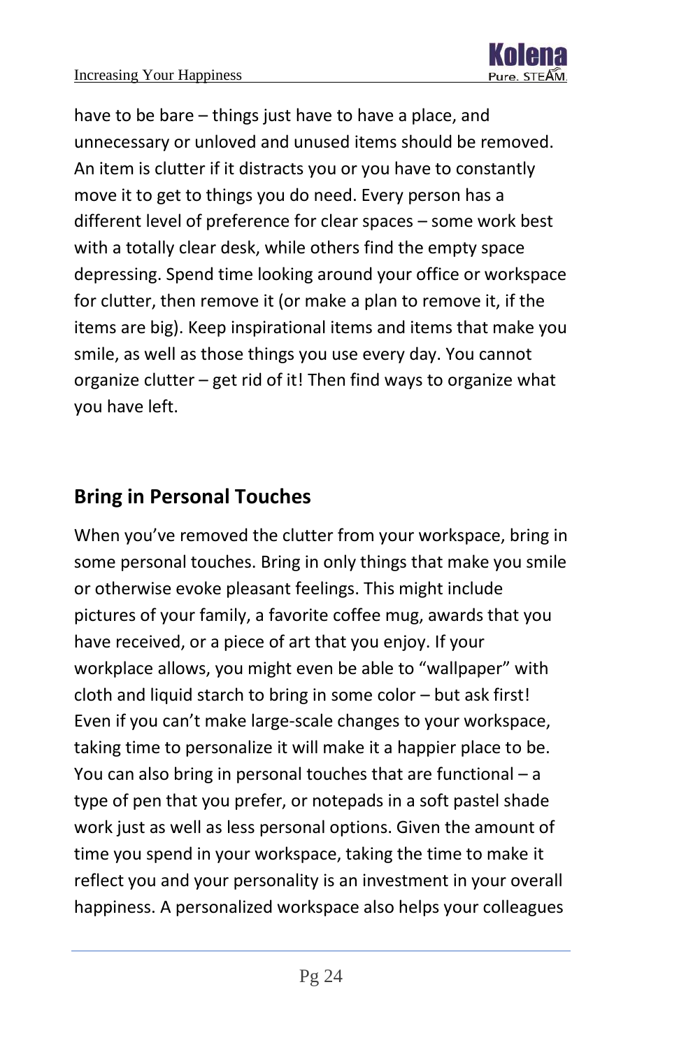have to be bare – things just have to have a place, and unnecessary or unloved and unused items should be removed. An item is clutter if it distracts you or you have to constantly move it to get to things you do need. Every person has a different level of preference for clear spaces – some work best with a totally clear desk, while others find the empty space depressing. Spend time looking around your office or workspace for clutter, then remove it (or make a plan to remove it, if the items are big). Keep inspirational items and items that make you smile, as well as those things you use every day. You cannot organize clutter – get rid of it! Then find ways to organize what you have left.

## Bring in Personal Touches

When you've removed the clutter from your workspace, bring in some personal touches. Bring in only things that make you smile or otherwise evoke pleasant feelings. This might include pictures of your family, a favorite coffee mug, awards that you have received, or a piece of art that you enjoy. If your workplace allows, you might even be able to "wallpaper" with cloth and liquid starch to bring in some color – but ask first! Even if you can't make large-scale changes to your workspace, taking time to personalize it will make it a happier place to be. You can also bring in personal touches that are functional – a type of pen that you prefer, or notepads in a soft pastel shade work just as well as less personal options. Given the amount of time you spend in your workspace, taking the time to make it reflect you and your personality is an investment in your overall happiness. A personalized workspace also helps your colleagues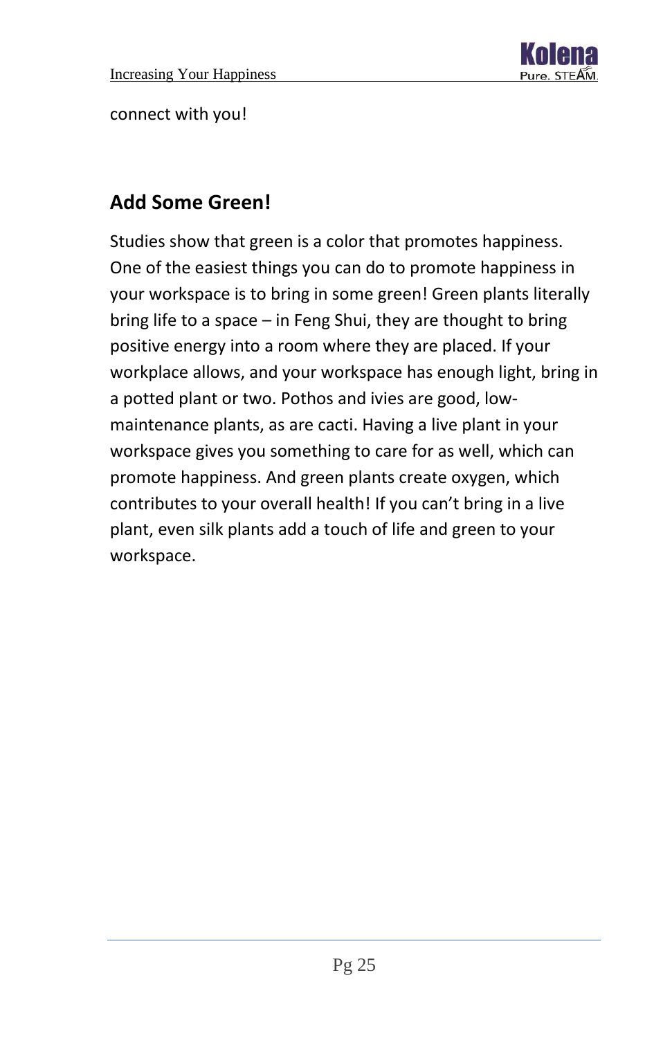connect with you!

## Add Some Green!

Studies show that green is a color that promotes happiness. One of the easiest things you can do to promote happiness in your workspace is to bring in some green! Green plants literally bring life to a space – in Feng Shui, they are thought to bring positive energy into a room where they are placed. If your workplace allows, and your workspace has enough light, bring in a potted plant or two. Pothos and ivies are good, low-maintenance plants, as are cacti. Having a live plant in your workspace gives you something to care for as well, which can promote happiness. And green plants create oxygen, which contributes to your overall health! If you can't bring in a live plant, even silk plants add a touch of life and green to your workspace.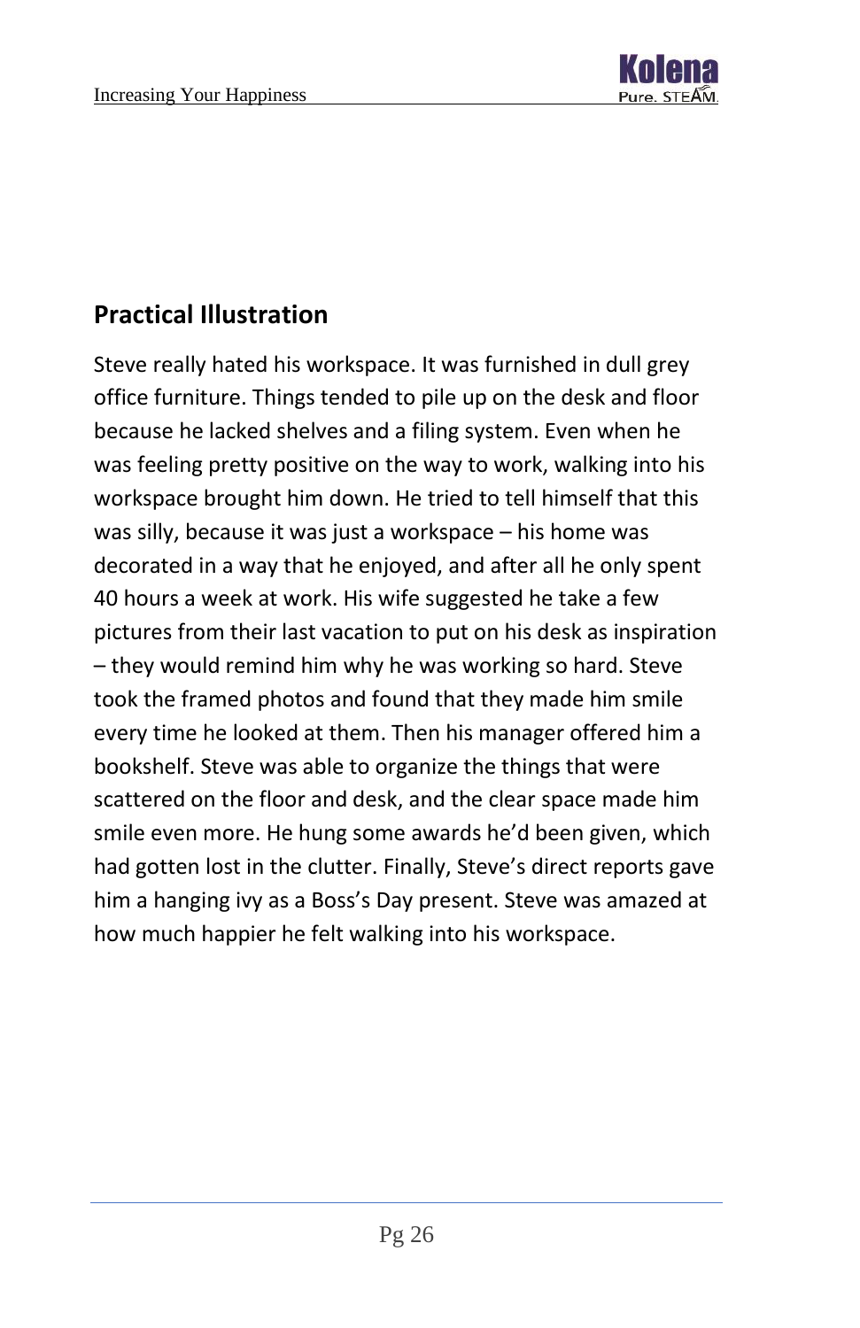## Practical Illustration

Steve really hated his workspace. It was furnished in dull grey office furniture. Things tended to pile up on the desk and floor because he lacked shelves and a filing system. Even when he was feeling pretty positive on the way to work, walking into his workspace brought him down. He tried to tell himself that this was silly, because it was just a workspace – his home was decorated in a way that he enjoyed, and after all he only spent 40 hours a week at work. His wife suggested he take a few pictures from their last vacation to put on his desk as inspiration – they would remind him why he was working so hard. Steve took the framed photos and found that they made him smile every time he looked at them. Then his manager offered him a bookshelf. Steve was able to organize the things that were scattered on the floor and desk, and the clear space made him smile even more. He hung some awards he'd been given, which had gotten lost in the clutter. Finally, Steve's direct reports gave him a hanging ivy as a Boss's Day present. Steve was amazed at how much happier he felt walking into his workspace.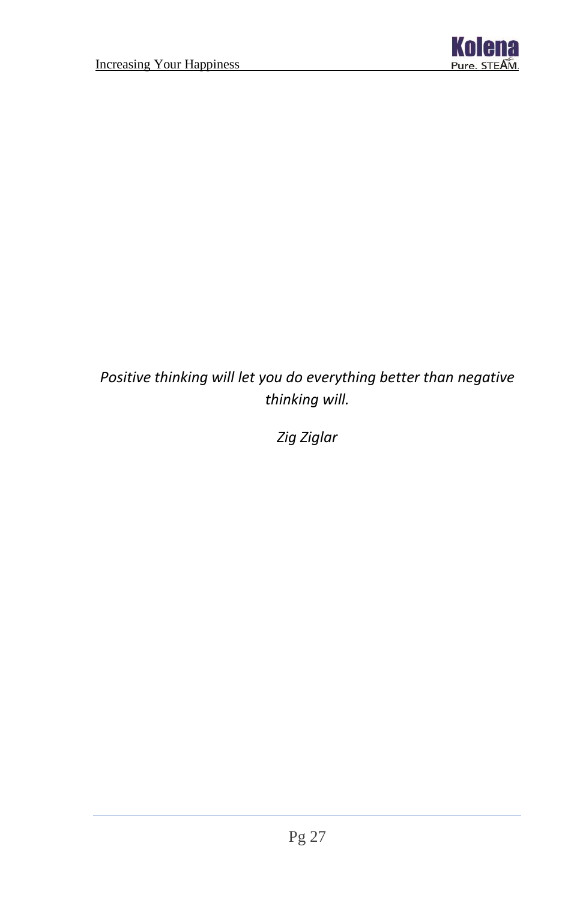*Positive thinking will let you do everything better than negative thinking will.*

*Zig Ziglar*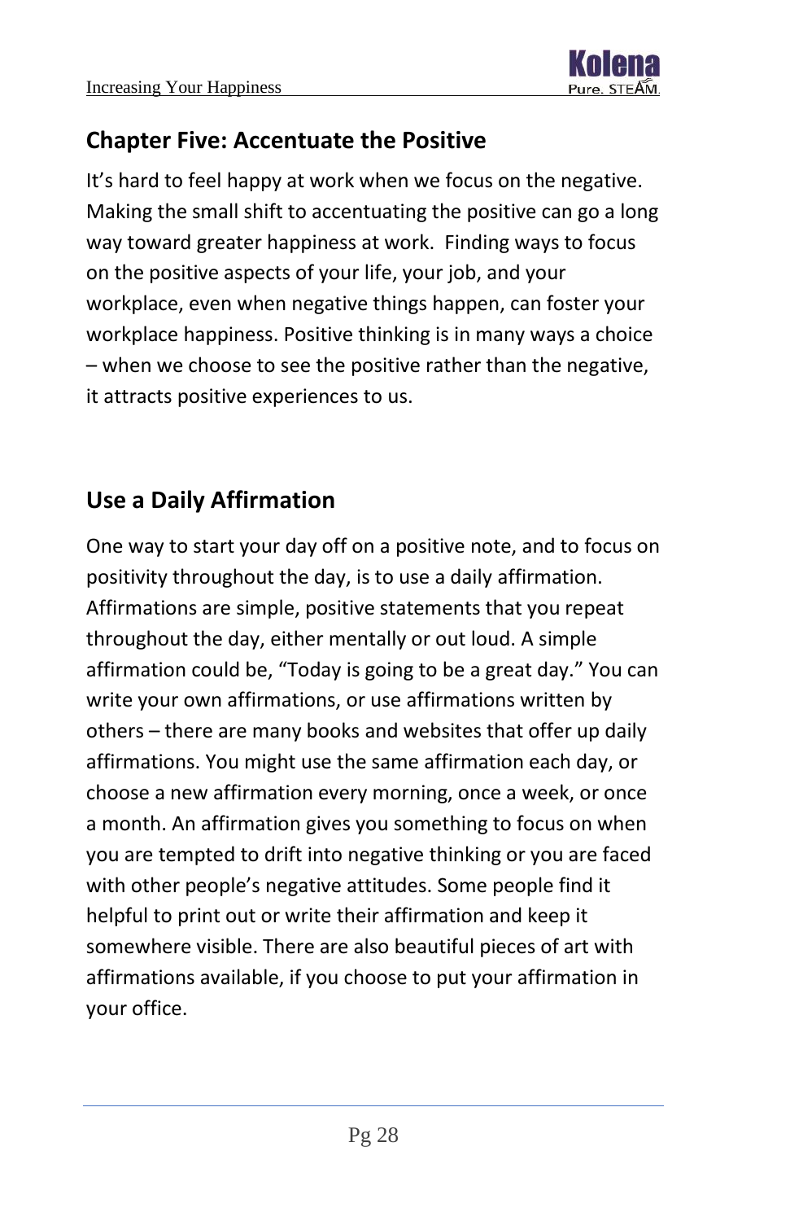## Chapter Five: Accentuate the Positive

It's hard to feel happy at work when we focus on the negative. Making the small shift to accentuating the positive can go a long way toward greater happiness at work. Finding ways to focus on the positive aspects of your life, your job, and your workplace, even when negative things happen, can foster your workplace happiness. Positive thinking is in many ways a choice – when we choose to see the positive rather than the negative, it attracts positive experiences to us.

### Use a Daily Affirmation

One way to start your day off on a positive note, and to focus on positivity throughout the day, is to use a daily affirmation. Affirmations are simple, positive statements that you repeat throughout the day, either mentally or out loud. A simple affirmation could be, "Today is going to be a great day." You can write your own affirmations, or use affirmations written by others – there are many books and websites that offer up daily affirmations. You might use the same affirmation each day, or choose a new affirmation every morning, once a week, or once a month. An affirmation gives you something to focus on when you are tempted to drift into negative thinking or you are faced with other people's negative attitudes. Some people find it helpful to print out or write their affirmation and keep it somewhere visible. There are also beautiful pieces of art with affirmations available, if you choose to put your affirmation in your office.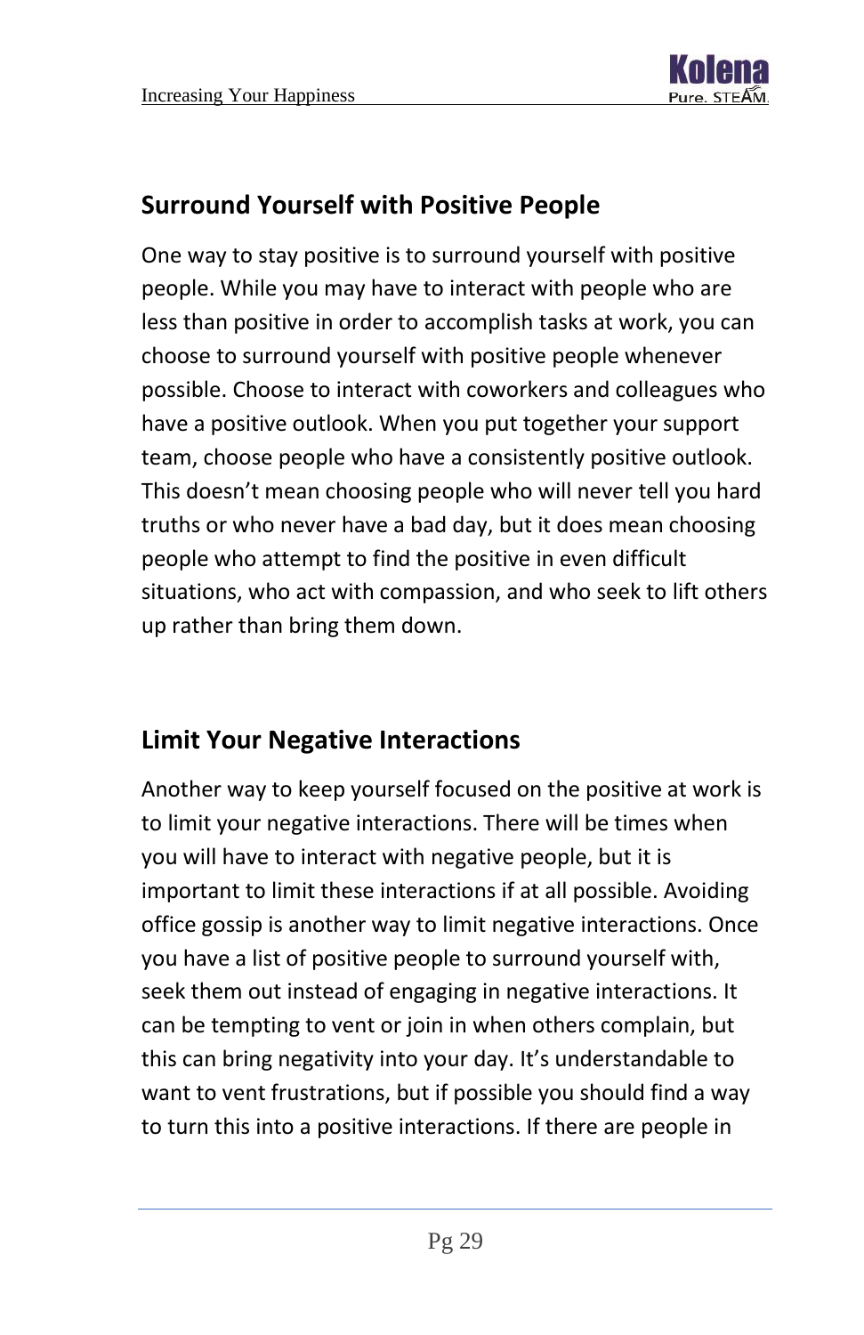## Surround Yourself with Positive People

One way to stay positive is to surround yourself with positive people. While you may have to interact with people who are less than positive in order to accomplish tasks at work, you can choose to surround yourself with positive people whenever possible. Choose to interact with coworkers and colleagues who have a positive outlook. When you put together your support team, choose people who have a consistently positive outlook. This doesn't mean choosing people who will never tell you hard truths or who never have a bad day, but it does mean choosing people who attempt to find the positive in even difficult situations, who act with compassion, and who seek to lift others up rather than bring them down.

## Limit Your Negative Interactions

Another way to keep yourself focused on the positive at work is to limit your negative interactions. There will be times when you will have to interact with negative people, but it is important to limit these interactions if at all possible. Avoiding office gossip is another way to limit negative interactions. Once you have a list of positive people to surround yourself with, seek them out instead of engaging in negative interactions. It can be tempting to vent or join in when others complain, but this can bring negativity into your day. It's understandable to want to vent frustrations, but if possible you should find a way to turn this into a positive interactions. If there are people in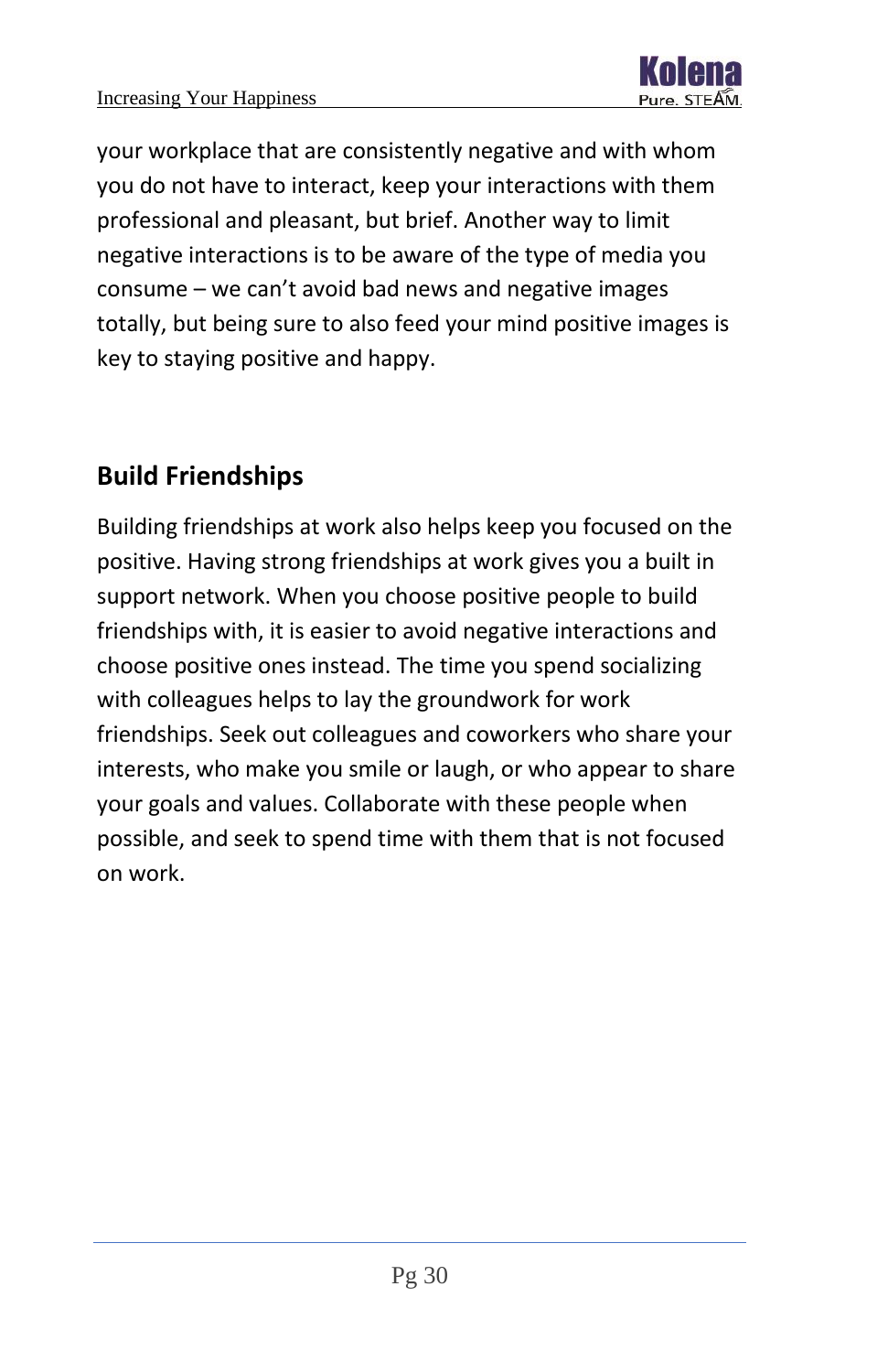your workplace that are consistently negative and with whom you do not have to interact, keep your interactions with them professional and pleasant, but brief. Another way to limit negative interactions is to be aware of the type of media you consume – we can't avoid bad news and negative images totally, but being sure to also feed your mind positive images is key to staying positive and happy.

## Build Friendships

Building friendships at work also helps keep you focused on the positive. Having strong friendships at work gives you a built in support network. When you choose positive people to build friendships with, it is easier to avoid negative interactions and choose positive ones instead. The time you spend socializing with colleagues helps to lay the groundwork for work friendships. Seek out colleagues and coworkers who share your interests, who make you smile or laugh, or who appear to share your goals and values. Collaborate with these people when possible, and seek to spend time with them that is not focused on work.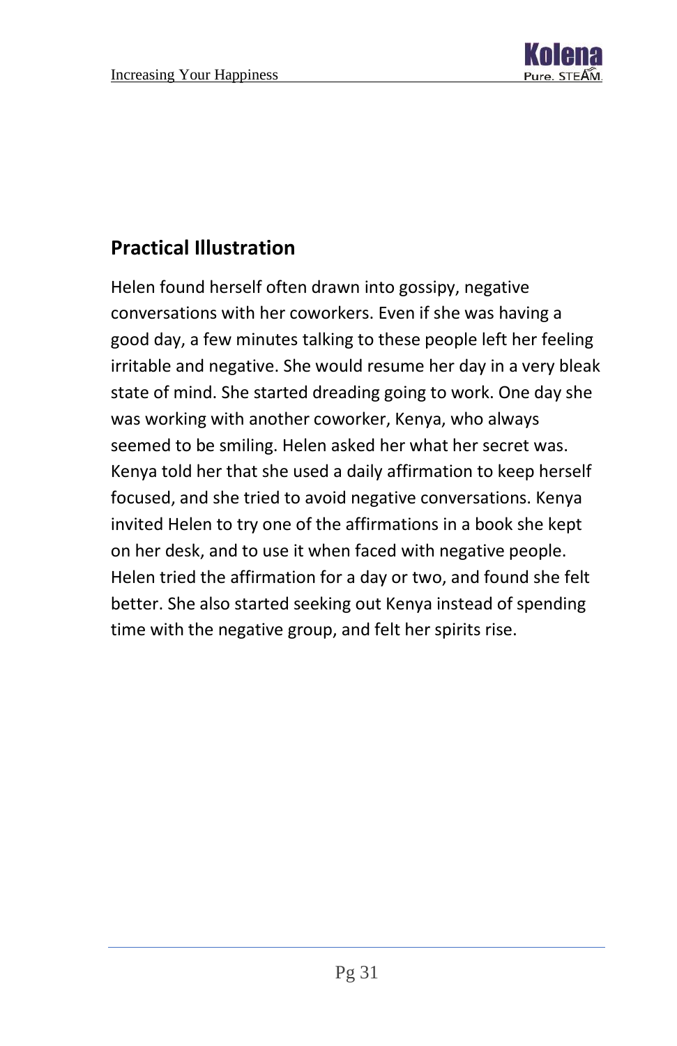## Practical Illustration

Helen found herself often drawn into gossipy, negative conversations with her coworkers. Even if she was having a good day, a few minutes talking to these people left her feeling irritable and negative. She would resume her day in a very bleak state of mind. She started dreading going to work. One day she was working with another coworker, Kenya, who always seemed to be smiling. Helen asked her what her secret was. Kenya told her that she used a daily affirmation to keep herself focused, and she tried to avoid negative conversations. Kenya invited Helen to try one of the affirmations in a book she kept on her desk, and to use it when faced with negative people. Helen tried the affirmation for a day or two, and found she felt better. She also started seeking out Kenya instead of spending time with the negative group, and felt her spirits rise.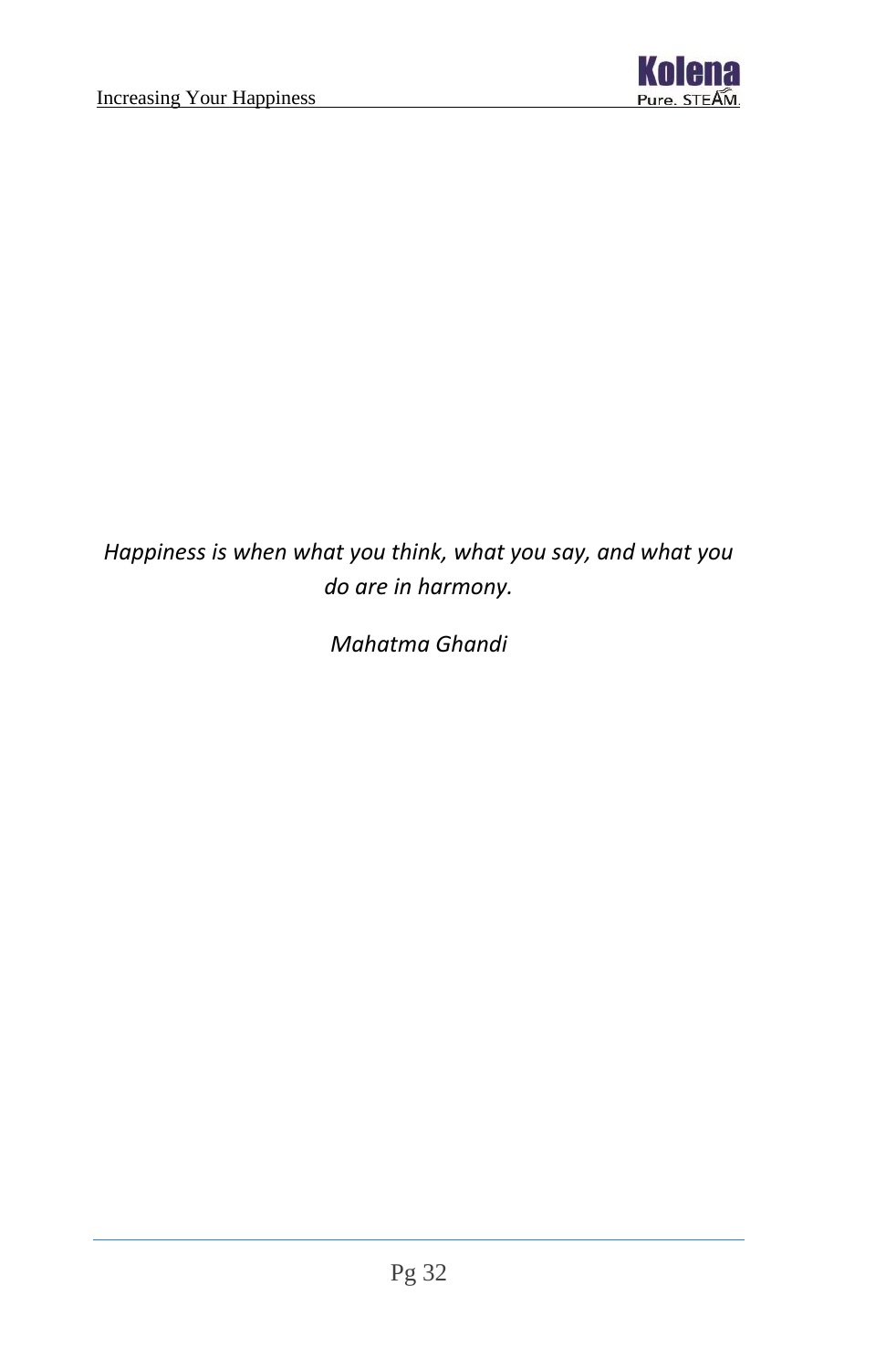*Happiness is when what you think, what you say, and what you do are in harmony.*

*Mahatma Ghandi*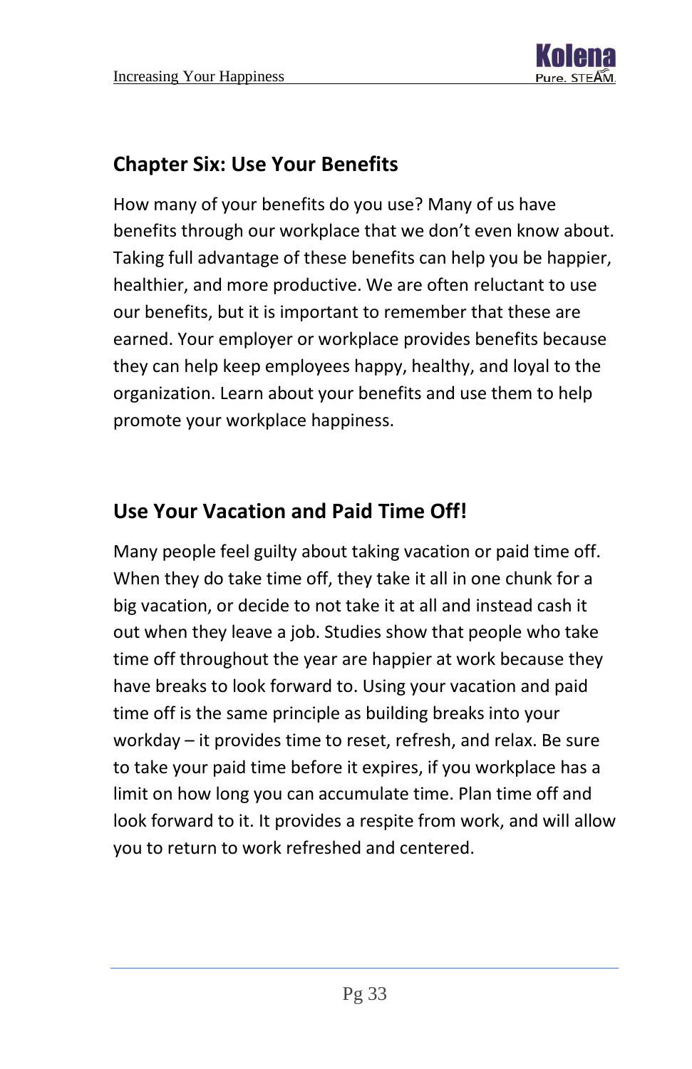## Chapter Six: Use Your Benefits

How many of your benefits do you use? Many of us have benefits through our workplace that we don't even know about. Taking full advantage of these benefits can help you be happier, healthier, and more productive. We are often reluctant to use our benefits, but it is important to remember that these are earned. Your employer or workplace provides benefits because they can help keep employees happy, healthy, and loyal to the organization. Learn about your benefits and use them to help promote your workplace happiness.

### Use Your Vacation and Paid Time Off!

Many people feel guilty about taking vacation or paid time off. When they do take time off, they take it all in one chunk for a big vacation, or decide to not take it at all and instead cash it out when they leave a job. Studies show that people who take time off throughout the year are happier at work because they have breaks to look forward to. Using your vacation and paid time off is the same principle as building breaks into your workday – it provides time to reset, refresh, and relax. Be sure to take your paid time before it expires, if you workplace has a limit on how long you can accumulate time. Plan time off and look forward to it. It provides a respite from work, and will allow you to return to work refreshed and centered.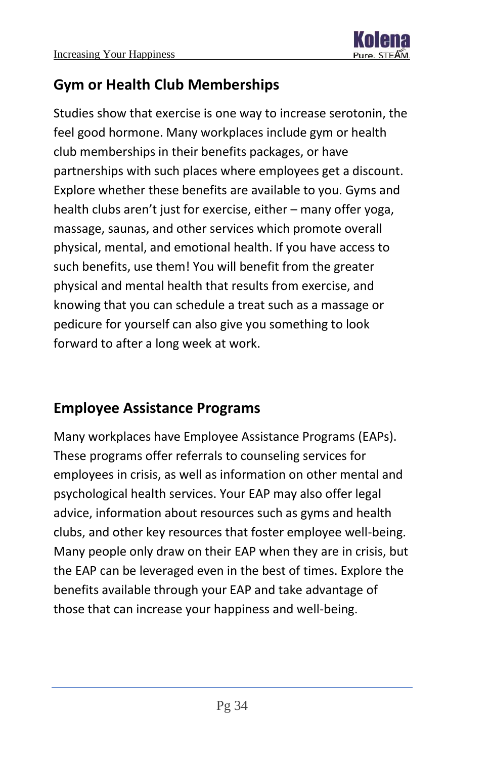## Gym or Health Club Memberships

Studies show that exercise is one way to increase serotonin, the feel good hormone. Many workplaces include gym or health club memberships in their benefits packages, or have partnerships with such places where employees get a discount. Explore whether these benefits are available to you. Gyms and health clubs aren't just for exercise, either – many offer yoga, massage, saunas, and other services which promote overall physical, mental, and emotional health. If you have access to such benefits, use them! You will benefit from the greater physical and mental health that results from exercise, and knowing that you can schedule a treat such as a massage or pedicure for yourself can also give you something to look forward to after a long week at work.

## Employee Assistance Programs

Many workplaces have Employee Assistance Programs (EAPs). These programs offer referrals to counseling services for employees in crisis, as well as information on other mental and psychological health services. Your EAP may also offer legal advice, information about resources such as gyms and health clubs, and other key resources that foster employee well-being. Many people only draw on their EAP when they are in crisis, but the EAP can be leveraged even in the best of times. Explore the benefits available through your EAP and take advantage of those that can increase your happiness and well-being.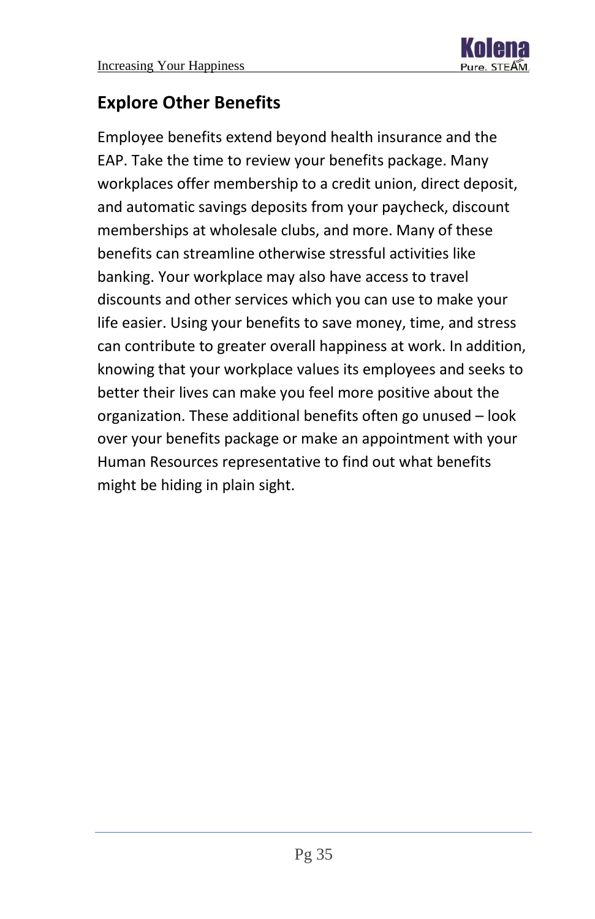## Explore Other Benefits

Employee benefits extend beyond health insurance and the EAP. Take the time to review your benefits package. Many workplaces offer membership to a credit union, direct deposit, and automatic savings deposits from your paycheck, discount memberships at wholesale clubs, and more. Many of these benefits can streamline otherwise stressful activities like banking. Your workplace may also have access to travel discounts and other services which you can use to make your life easier. Using your benefits to save money, time, and stress can contribute to greater overall happiness at work. In addition, knowing that your workplace values its employees and seeks to better their lives can make you feel more positive about the organization. These additional benefits often go unused – look over your benefits package or make an appointment with your Human Resources representative to find out what benefits might be hiding in plain sight.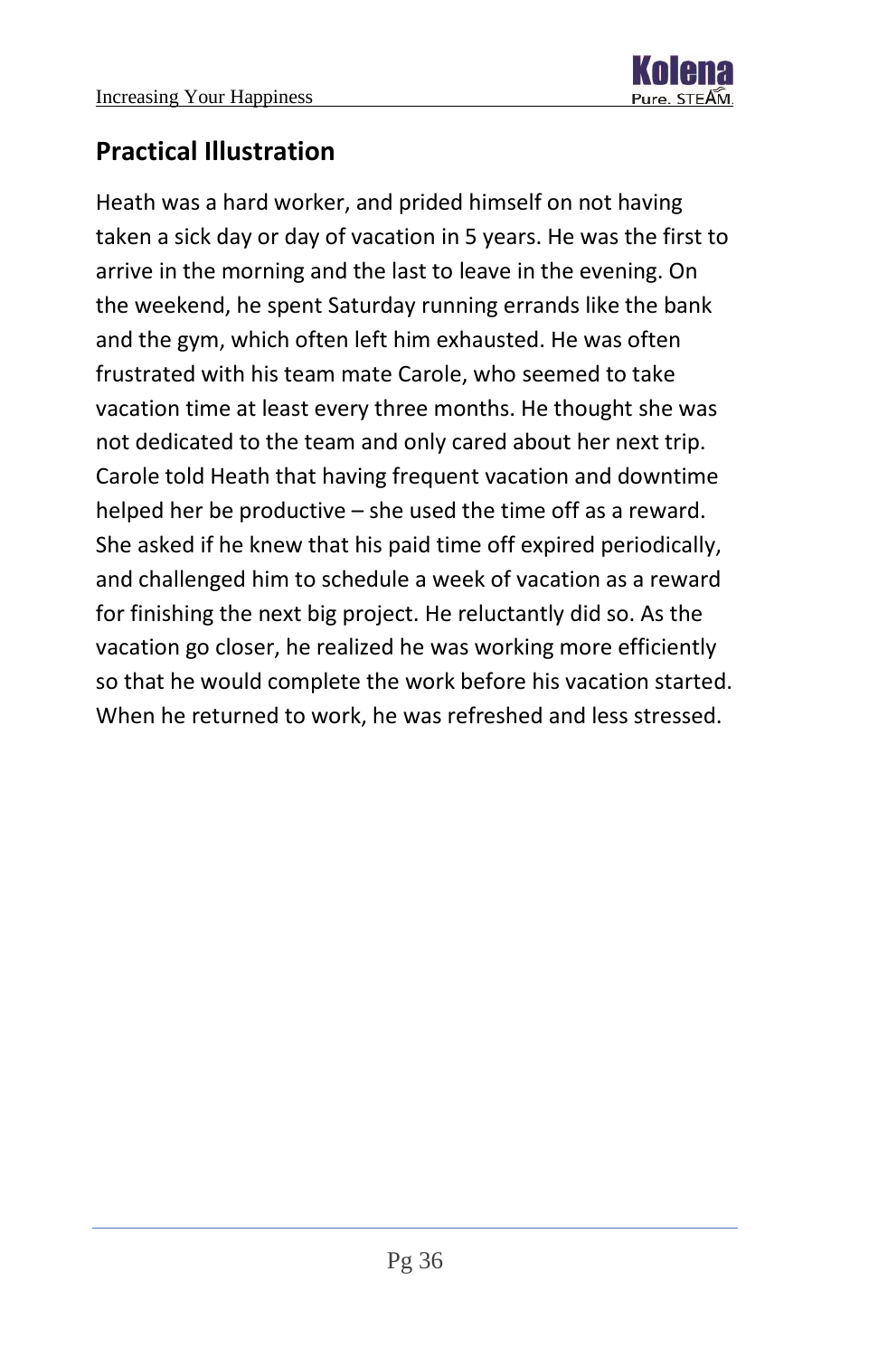## Practical Illustration

Heath was a hard worker, and prided himself on not having taken a sick day or day of vacation in 5 years. He was the first to arrive in the morning and the last to leave in the evening. On the weekend, he spent Saturday running errands like the bank and the gym, which often left him exhausted. He was often frustrated with his team mate Carole, who seemed to take vacation time at least every three months. He thought she was not dedicated to the team and only cared about her next trip. Carole told Heath that having frequent vacation and downtime helped her be productive – she used the time off as a reward. She asked if he knew that his paid time off expired periodically, and challenged him to schedule a week of vacation as a reward for finishing the next big project. He reluctantly did so. As the vacation go closer, he realized he was working more efficiently so that he would complete the work before his vacation started. When he returned to work, he was refreshed and less stressed.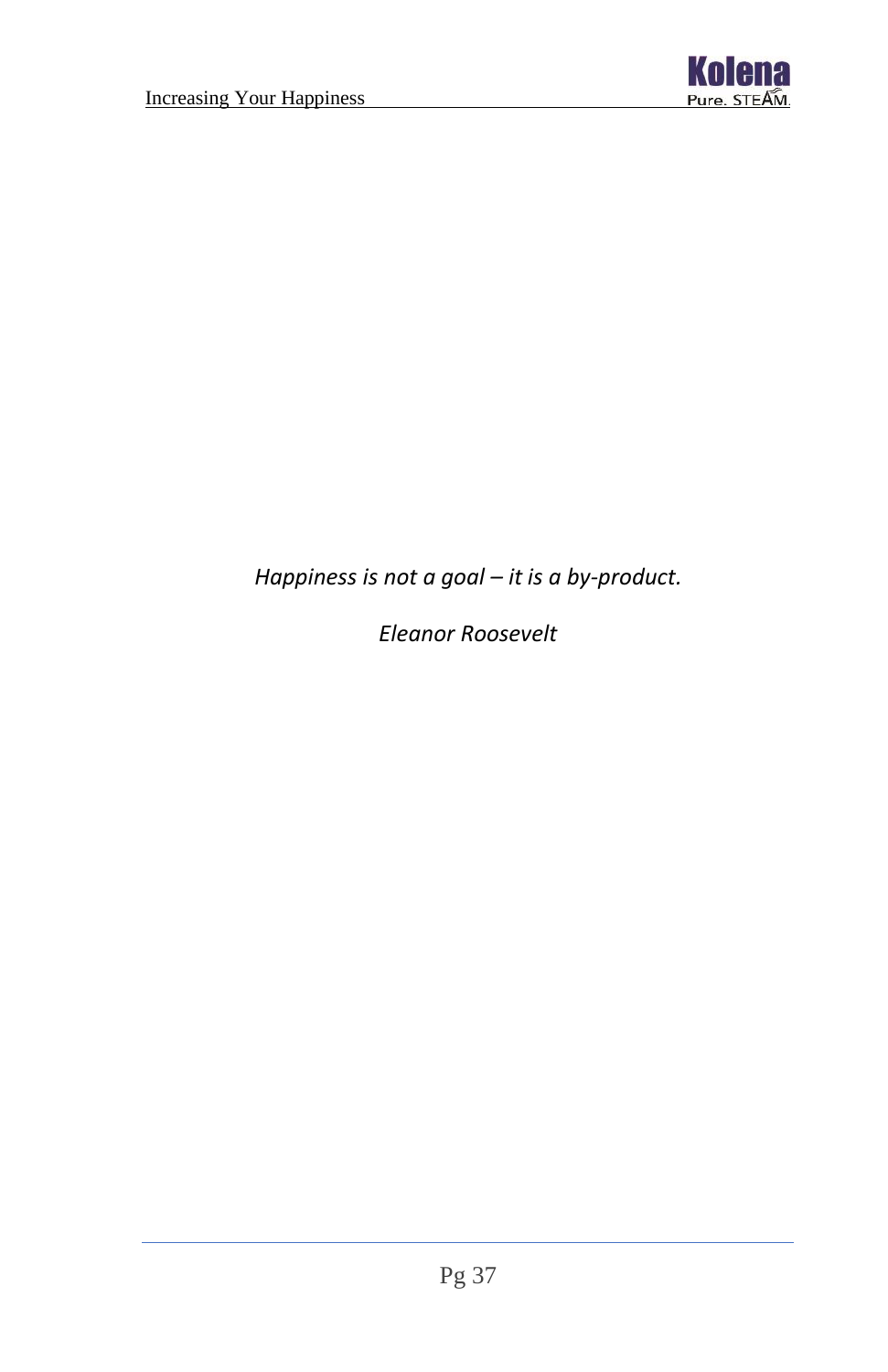*Happiness is not a goal – it is a by-product.*

*Eleanor Roosevelt*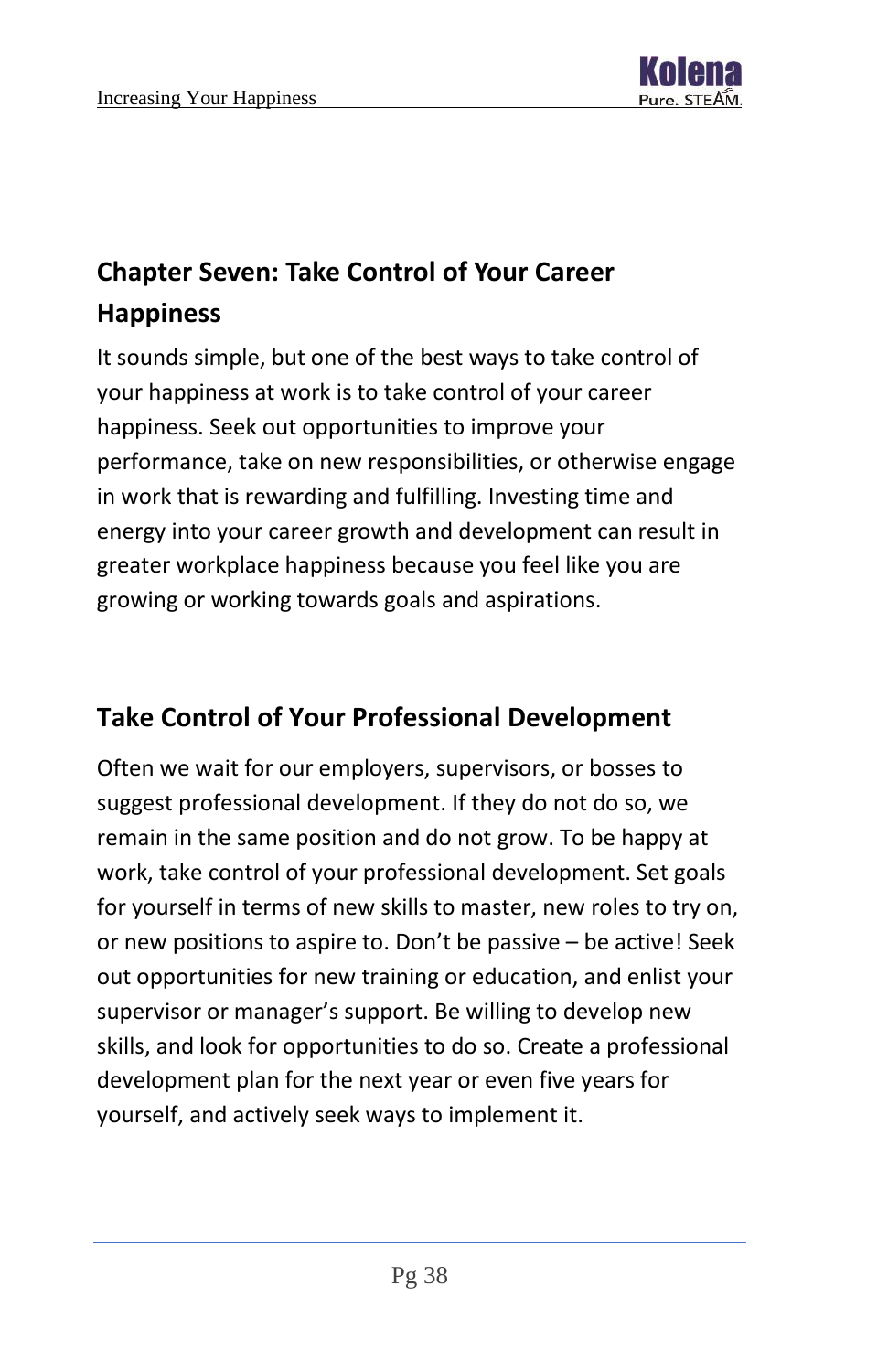## Chapter Seven: Take Control of Your Career Happiness

It sounds simple, but one of the best ways to take control of your happiness at work is to take control of your career happiness. Seek out opportunities to improve your performance, take on new responsibilities, or otherwise engage in work that is rewarding and fulfilling. Investing time and energy into your career growth and development can result in greater workplace happiness because you feel like you are growing or working towards goals and aspirations.

### Take Control of Your Professional Development

Often we wait for our employers, supervisors, or bosses to suggest professional development. If they do not do so, we remain in the same position and do not grow. To be happy at work, take control of your professional development. Set goals for yourself in terms of new skills to master, new roles to try on, or new positions to aspire to. Don't be passive – be active! Seek out opportunities for new training or education, and enlist your supervisor or manager's support. Be willing to develop new skills, and look for opportunities to do so. Create a professional development plan for the next year or even five years for yourself, and actively seek ways to implement it.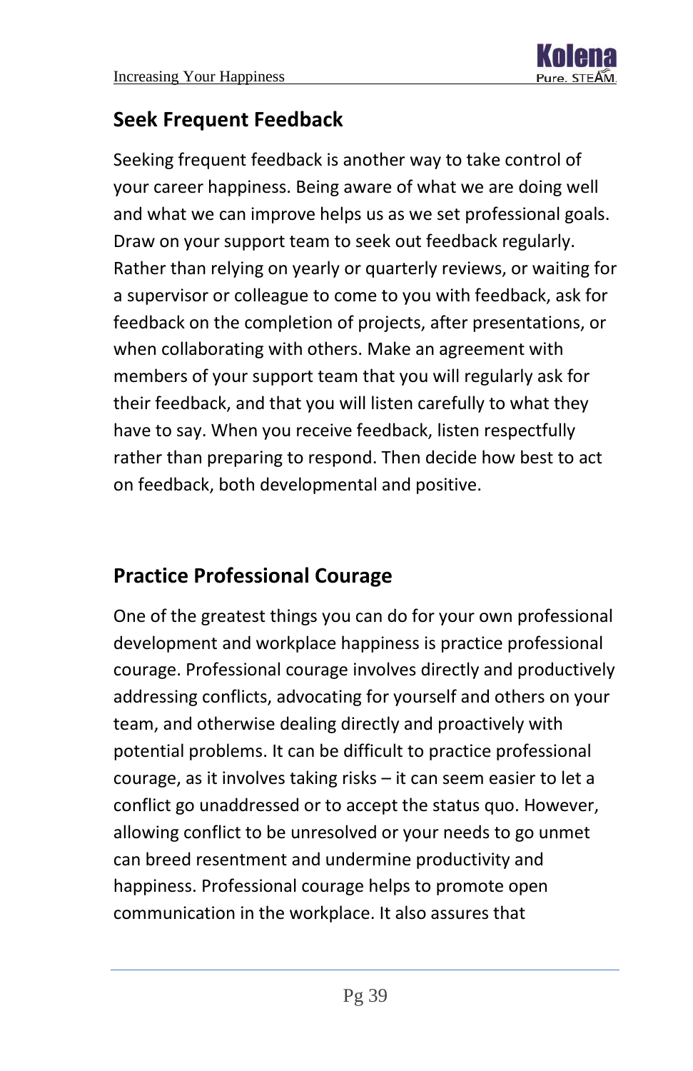## Seek Frequent Feedback

Seeking frequent feedback is another way to take control of your career happiness. Being aware of what we are doing well and what we can improve helps us as we set professional goals. Draw on your support team to seek out feedback regularly. Rather than relying on yearly or quarterly reviews, or waiting for a supervisor or colleague to come to you with feedback, ask for feedback on the completion of projects, after presentations, or when collaborating with others. Make an agreement with members of your support team that you will regularly ask for their feedback, and that you will listen carefully to what they have to say. When you receive feedback, listen respectfully rather than preparing to respond. Then decide how best to act on feedback, both developmental and positive.

## Practice Professional Courage

One of the greatest things you can do for your own professional development and workplace happiness is practice professional courage. Professional courage involves directly and productively addressing conflicts, advocating for yourself and others on your team, and otherwise dealing directly and proactively with potential problems. It can be difficult to practice professional courage, as it involves taking risks – it can seem easier to let a conflict go unaddressed or to accept the status quo. However, allowing conflict to be unresolved or your needs to go unmet can breed resentment and undermine productivity and happiness. Professional courage helps to promote open communication in the workplace. It also assures that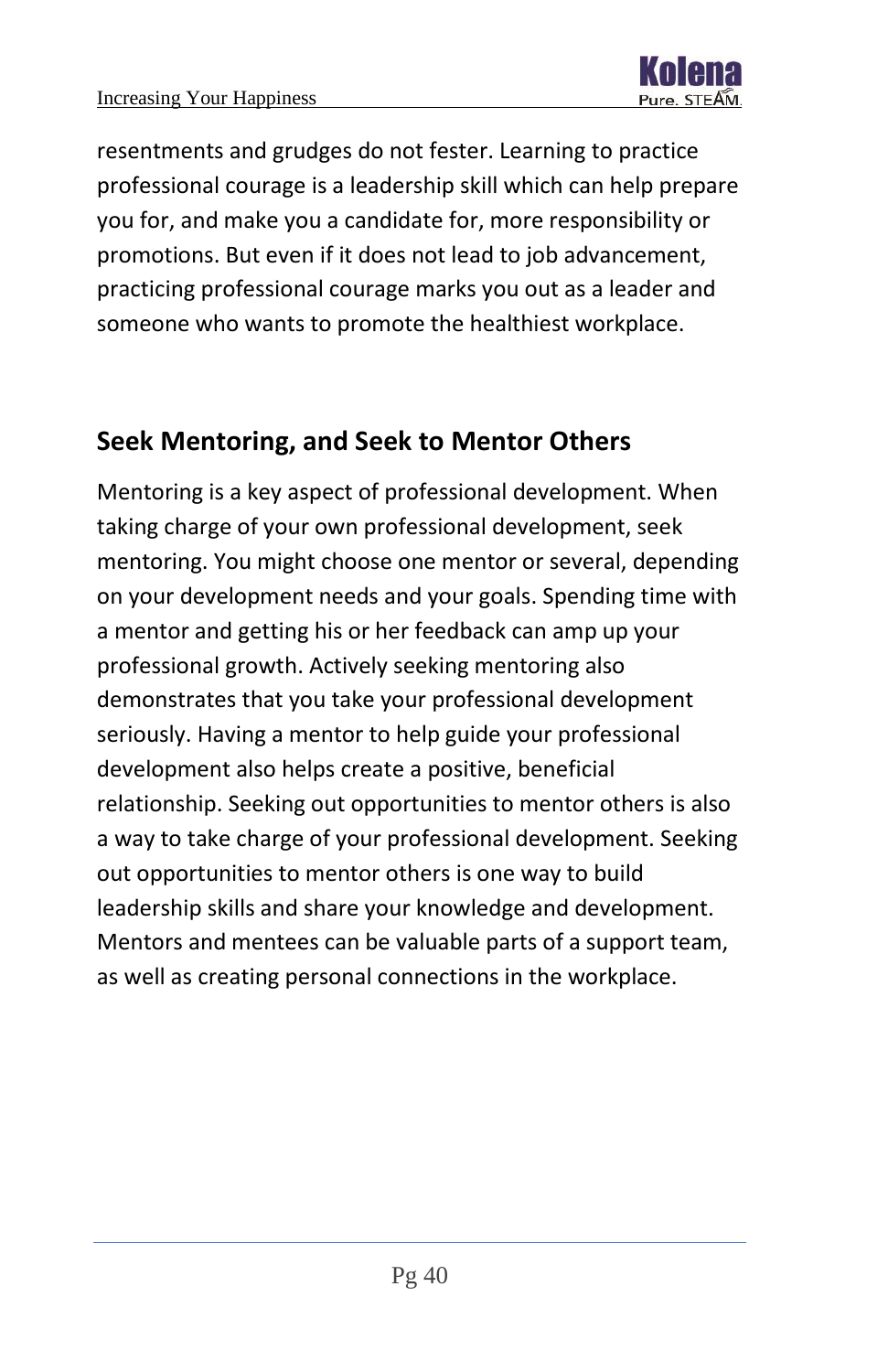resentments and grudges do not fester. Learning to practice professional courage is a leadership skill which can help prepare you for, and make you a candidate for, more responsibility or promotions. But even if it does not lead to job advancement, practicing professional courage marks you out as a leader and someone who wants to promote the healthiest workplace.

## Seek Mentoring, and Seek to Mentor Others

Mentoring is a key aspect of professional development. When taking charge of your own professional development, seek mentoring. You might choose one mentor or several, depending on your development needs and your goals. Spending time with a mentor and getting his or her feedback can amp up your professional growth. Actively seeking mentoring also demonstrates that you take your professional development seriously. Having a mentor to help guide your professional development also helps create a positive, beneficial relationship. Seeking out opportunities to mentor others is also a way to take charge of your professional development. Seeking out opportunities to mentor others is one way to build leadership skills and share your knowledge and development. Mentors and mentees can be valuable parts of a support team, as well as creating personal connections in the workplace.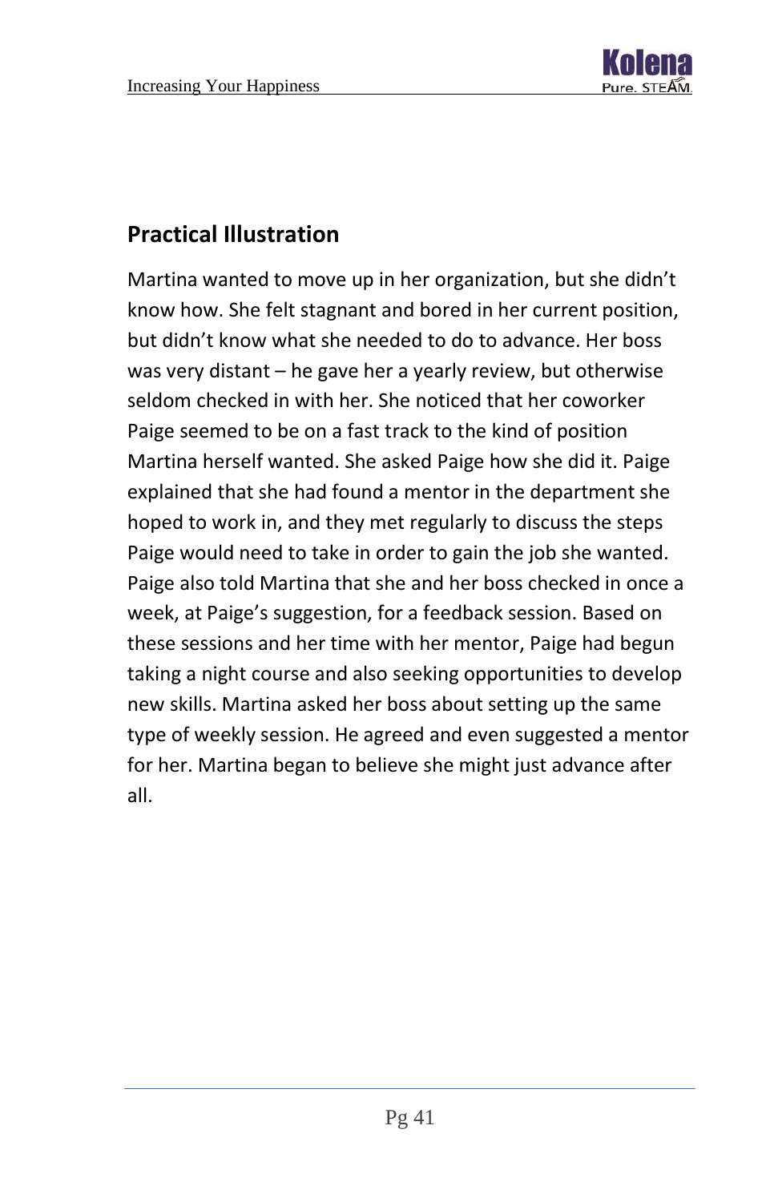## Practical Illustration

Martina wanted to move up in her organization, but she didn't know how. She felt stagnant and bored in her current position, but didn't know what she needed to do to advance. Her boss was very distant – he gave her a yearly review, but otherwise seldom checked in with her. She noticed that her coworker Paige seemed to be on a fast track to the kind of position Martina herself wanted. She asked Paige how she did it. Paige explained that she had found a mentor in the department she hoped to work in, and they met regularly to discuss the steps Paige would need to take in order to gain the job she wanted. Paige also told Martina that she and her boss checked in once a week, at Paige's suggestion, for a feedback session. Based on these sessions and her time with her mentor, Paige had begun taking a night course and also seeking opportunities to develop new skills. Martina asked her boss about setting up the same type of weekly session. He agreed and even suggested a mentor for her. Martina began to believe she might just advance after all.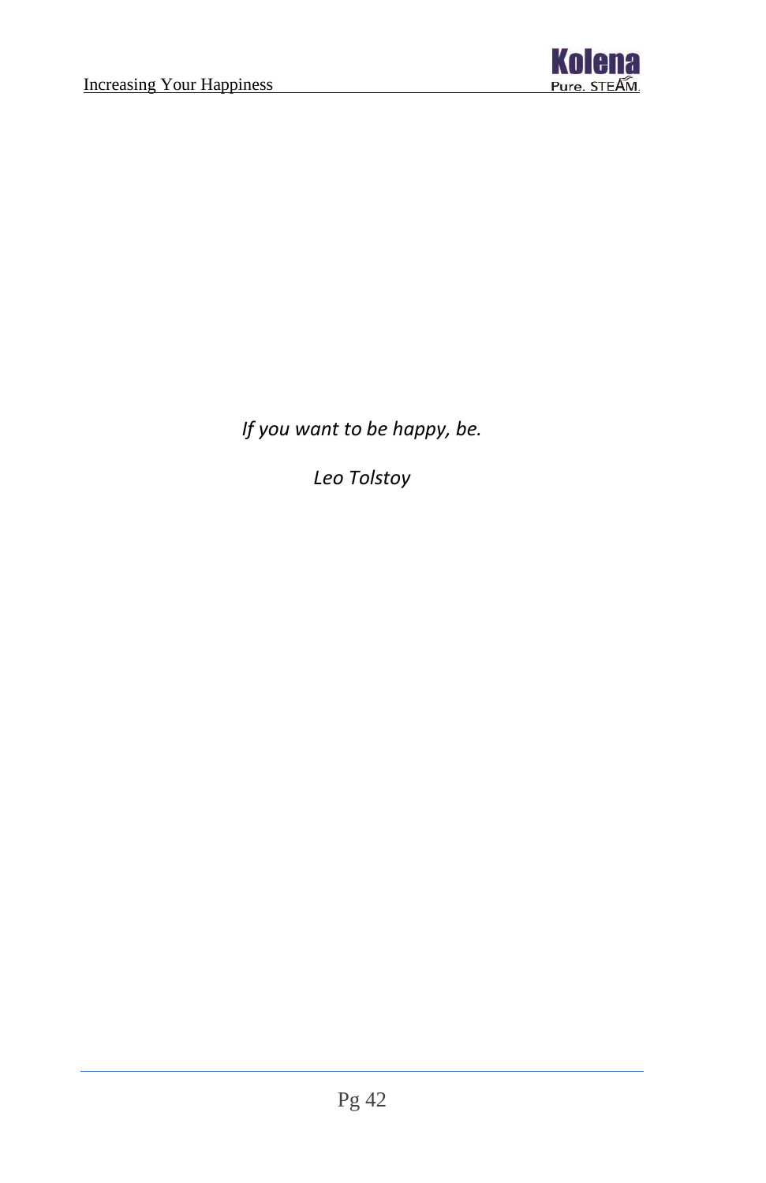*If you want to be happy, be.*

*Leo Tolstoy*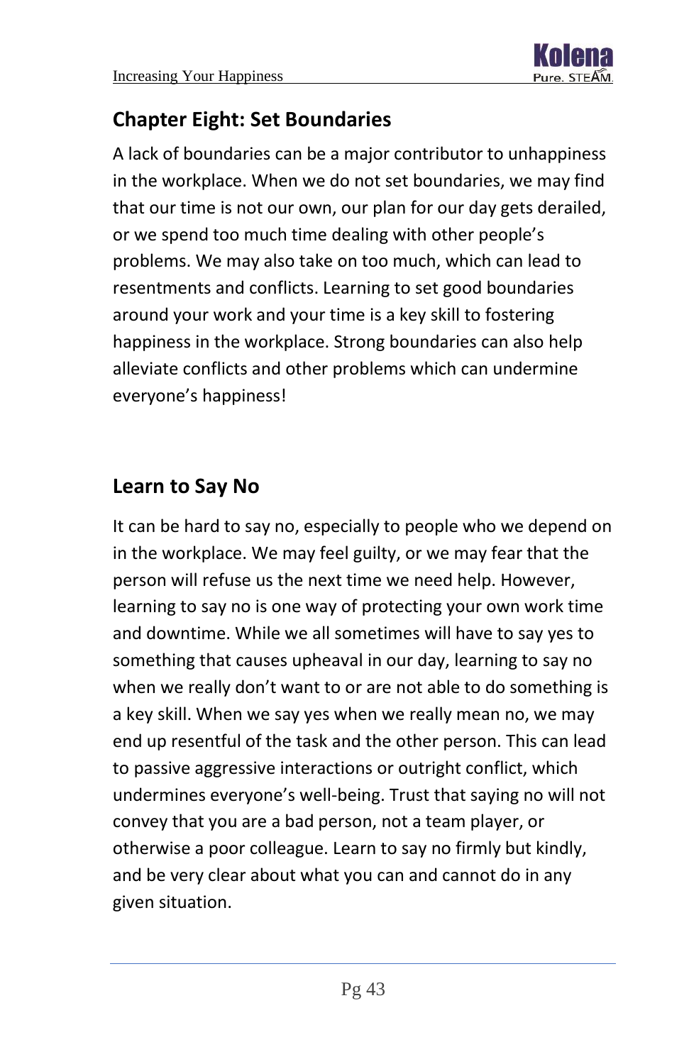## Chapter Eight: Set Boundaries

A lack of boundaries can be a major contributor to unhappiness in the workplace. When we do not set boundaries, we may find that our time is not our own, our plan for our day gets derailed, or we spend too much time dealing with other people's problems. We may also take on too much, which can lead to resentments and conflicts. Learning to set good boundaries around your work and your time is a key skill to fostering happiness in the workplace. Strong boundaries can also help alleviate conflicts and other problems which can undermine everyone's happiness!

### Learn to Say No

It can be hard to say no, especially to people who we depend on in the workplace. We may feel guilty, or we may fear that the person will refuse us the next time we need help. However, learning to say no is one way of protecting your own work time and downtime. While we all sometimes will have to say yes to something that causes upheaval in our day, learning to say no when we really don't want to or are not able to do something is a key skill. When we say yes when we really mean no, we may end up resentful of the task and the other person. This can lead to passive aggressive interactions or outright conflict, which undermines everyone's well-being. Trust that saying no will not convey that you are a bad person, not a team player, or otherwise a poor colleague. Learn to say no firmly but kindly, and be very clear about what you can and cannot do in any given situation.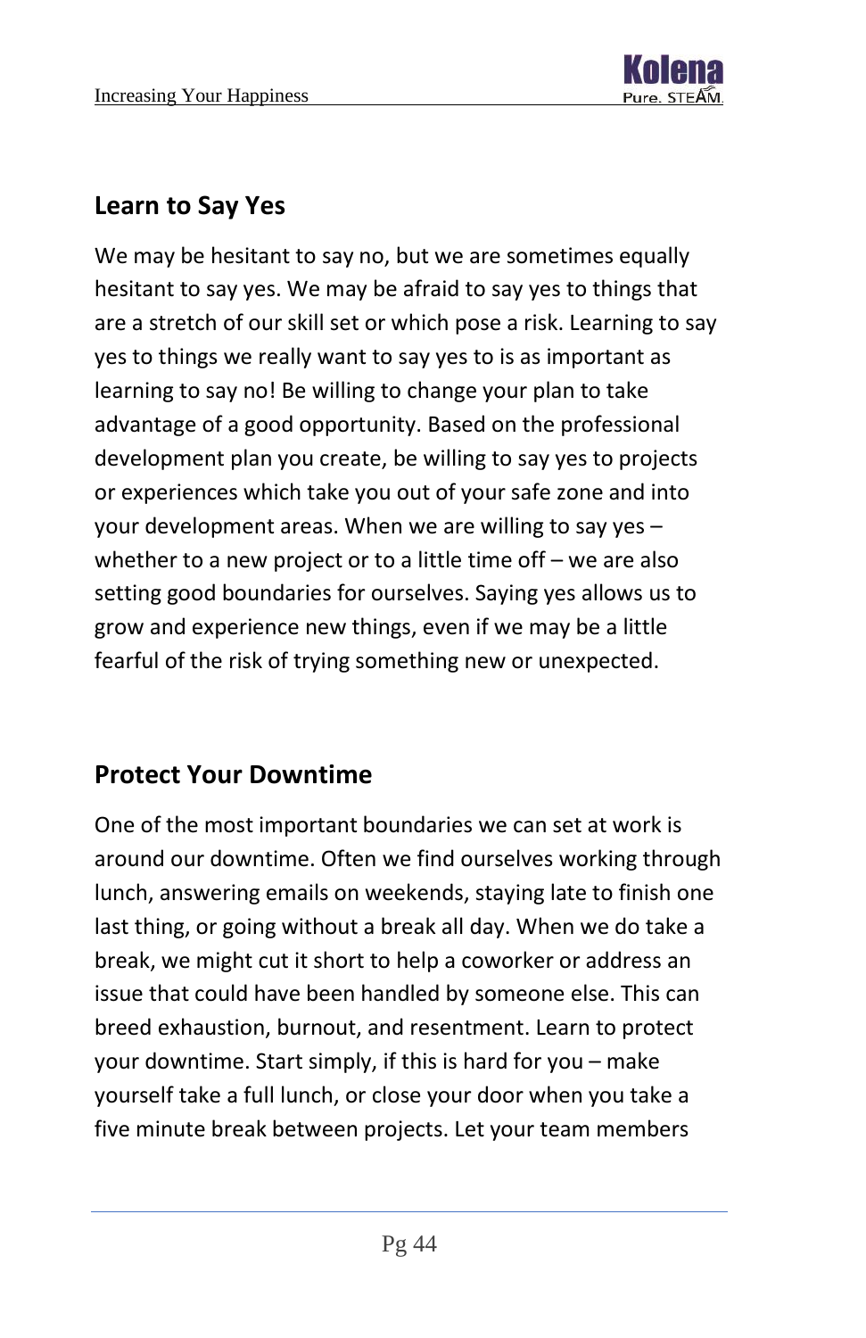## Learn to Say Yes

We may be hesitant to say no, but we are sometimes equally hesitant to say yes. We may be afraid to say yes to things that are a stretch of our skill set or which pose a risk. Learning to say yes to things we really want to say yes to is as important as learning to say no! Be willing to change your plan to take advantage of a good opportunity. Based on the professional development plan you create, be willing to say yes to projects or experiences which take you out of your safe zone and into your development areas. When we are willing to say yes – whether to a new project or to a little time off – we are also setting good boundaries for ourselves. Saying yes allows us to grow and experience new things, even if we may be a little fearful of the risk of trying something new or unexpected.

## Protect Your Downtime

One of the most important boundaries we can set at work is around our downtime. Often we find ourselves working through lunch, answering emails on weekends, staying late to finish one last thing, or going without a break all day. When we do take a break, we might cut it short to help a coworker or address an issue that could have been handled by someone else. This can breed exhaustion, burnout, and resentment. Learn to protect your downtime. Start simply, if this is hard for you – make yourself take a full lunch, or close your door when you take a five minute break between projects. Let your team members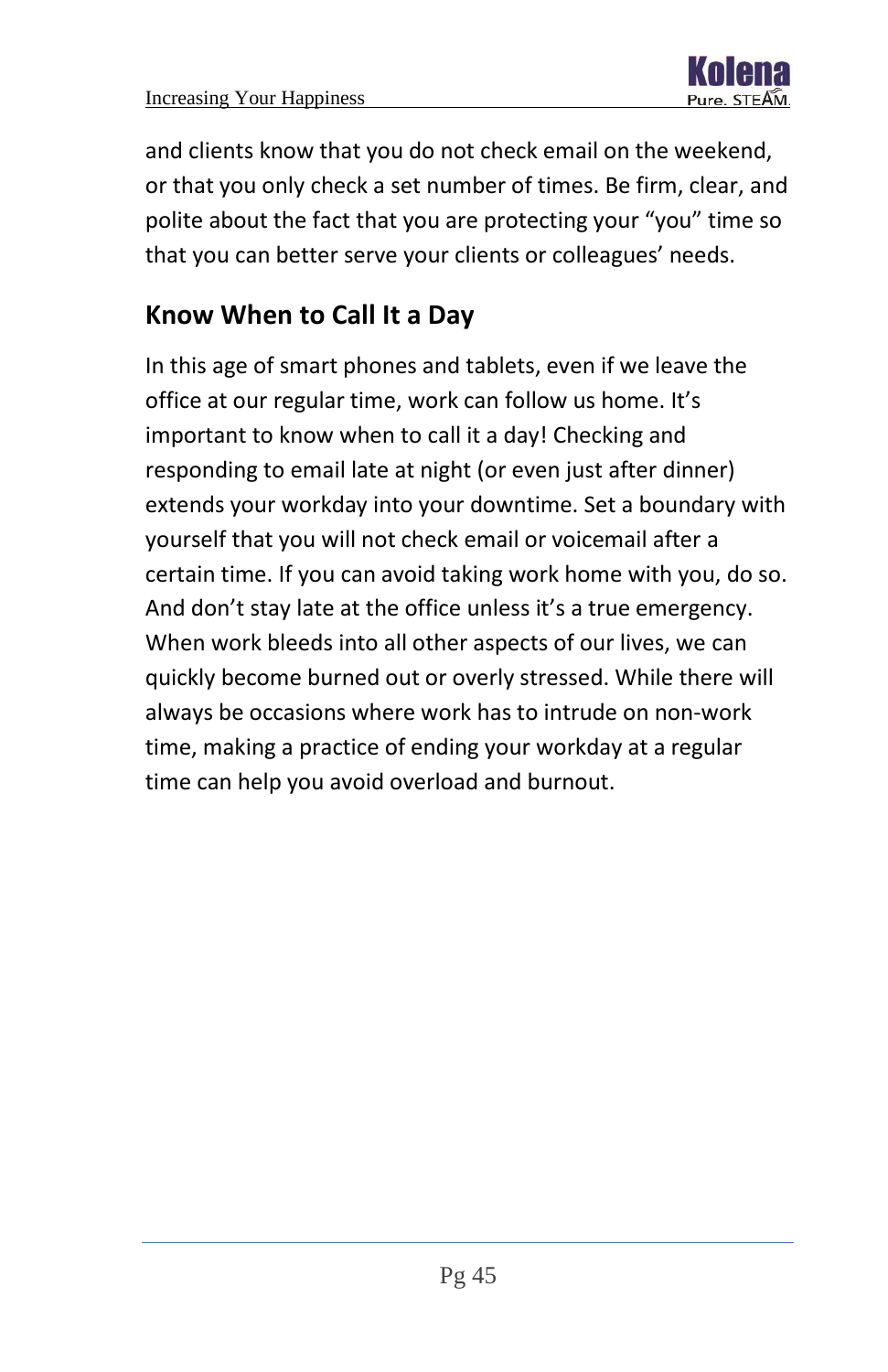and clients know that you do not check email on the weekend, or that you only check a set number of times. Be firm, clear, and polite about the fact that you are protecting your "you" time so that you can better serve your clients or colleagues' needs.

## Know When to Call It a Day

In this age of smart phones and tablets, even if we leave the office at our regular time, work can follow us home. It's important to know when to call it a day! Checking and responding to email late at night (or even just after dinner) extends your workday into your downtime. Set a boundary with yourself that you will not check email or voicemail after a certain time. If you can avoid taking work home with you, do so. And don't stay late at the office unless it's a true emergency. When work bleeds into all other aspects of our lives, we can quickly become burned out or overly stressed. While there will always be occasions where work has to intrude on non-work time, making a practice of ending your workday at a regular time can help you avoid overload and burnout.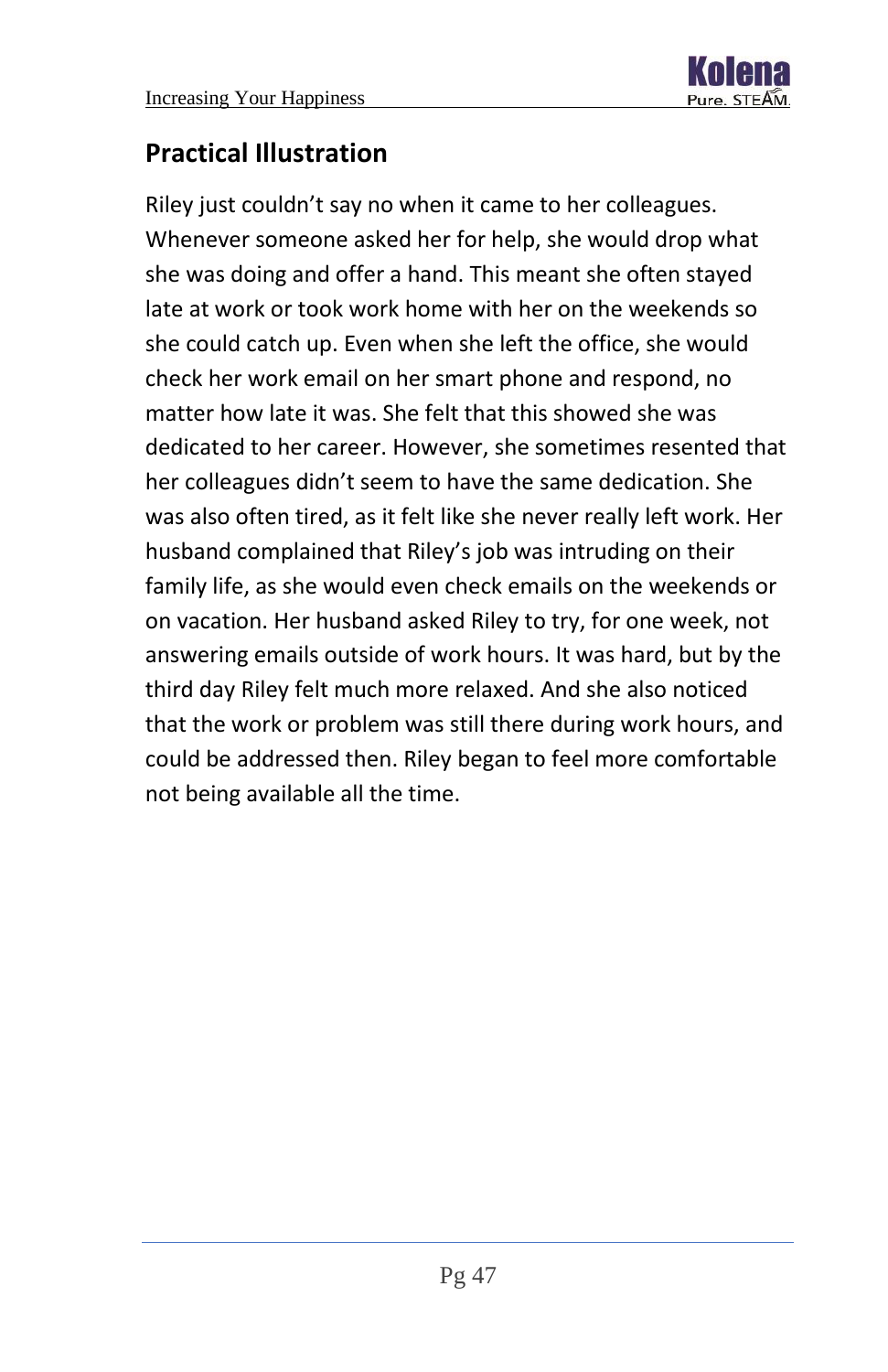## Practical Illustration

Riley just couldn't say no when it came to her colleagues. Whenever someone asked her for help, she would drop what she was doing and offer a hand. This meant she often stayed late at work or took work home with her on the weekends so she could catch up. Even when she left the office, she would check her work email on her smart phone and respond, no matter how late it was. She felt that this showed she was dedicated to her career. However, she sometimes resented that her colleagues didn't seem to have the same dedication. She was also often tired, as it felt like she never really left work. Her husband complained that Riley's job was intruding on their family life, as she would even check emails on the weekends or on vacation. Her husband asked Riley to try, for one week, not answering emails outside of work hours. It was hard, but by the third day Riley felt much more relaxed. And she also noticed that the work or problem was still there during work hours, and could be addressed then. Riley began to feel more comfortable not being available all the time.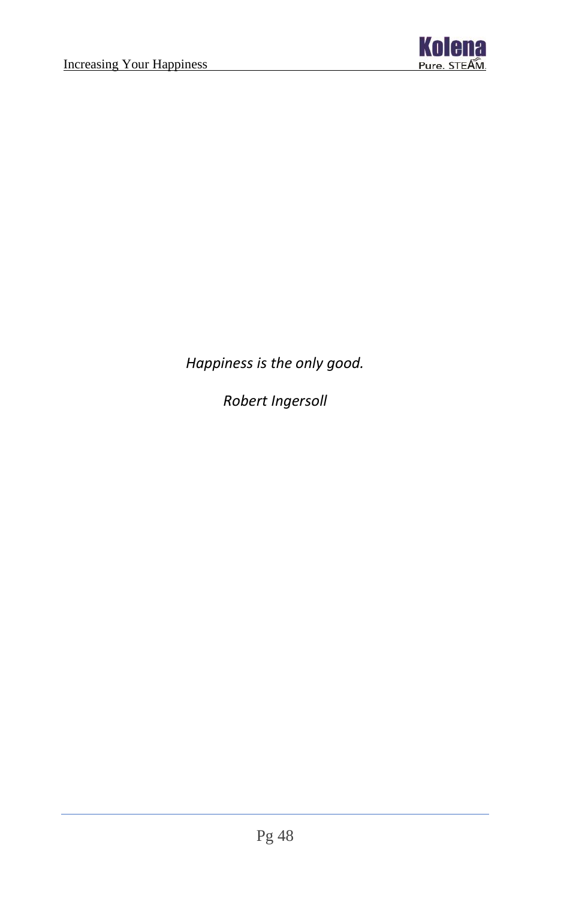*Happiness is the only good.*

*Robert Ingersoll*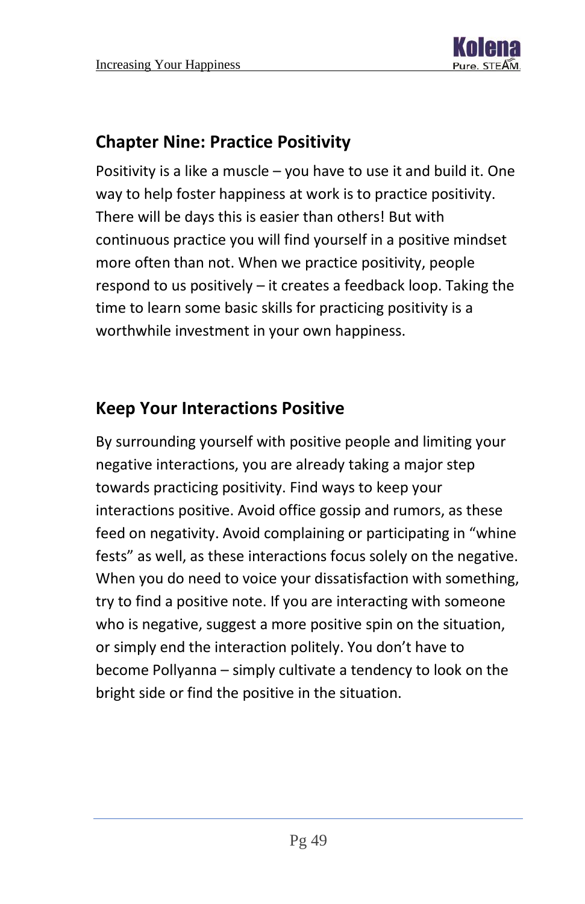## Chapter Nine: Practice Positivity

Positivity is a like a muscle – you have to use it and build it. One way to help foster happiness at work is to practice positivity. There will be days this is easier than others! But with continuous practice you will find yourself in a positive mindset more often than not. When we practice positivity, people respond to us positively – it creates a feedback loop. Taking the time to learn some basic skills for practicing positivity is a worthwhile investment in your own happiness.

### Keep Your Interactions Positive

By surrounding yourself with positive people and limiting your negative interactions, you are already taking a major step towards practicing positivity. Find ways to keep your interactions positive. Avoid office gossip and rumors, as these feed on negativity. Avoid complaining or participating in "whine fests" as well, as these interactions focus solely on the negative. When you do need to voice your dissatisfaction with something, try to find a positive note. If you are interacting with someone who is negative, suggest a more positive spin on the situation, or simply end the interaction politely. You don't have to become Pollyanna – simply cultivate a tendency to look on the bright side or find the positive in the situation.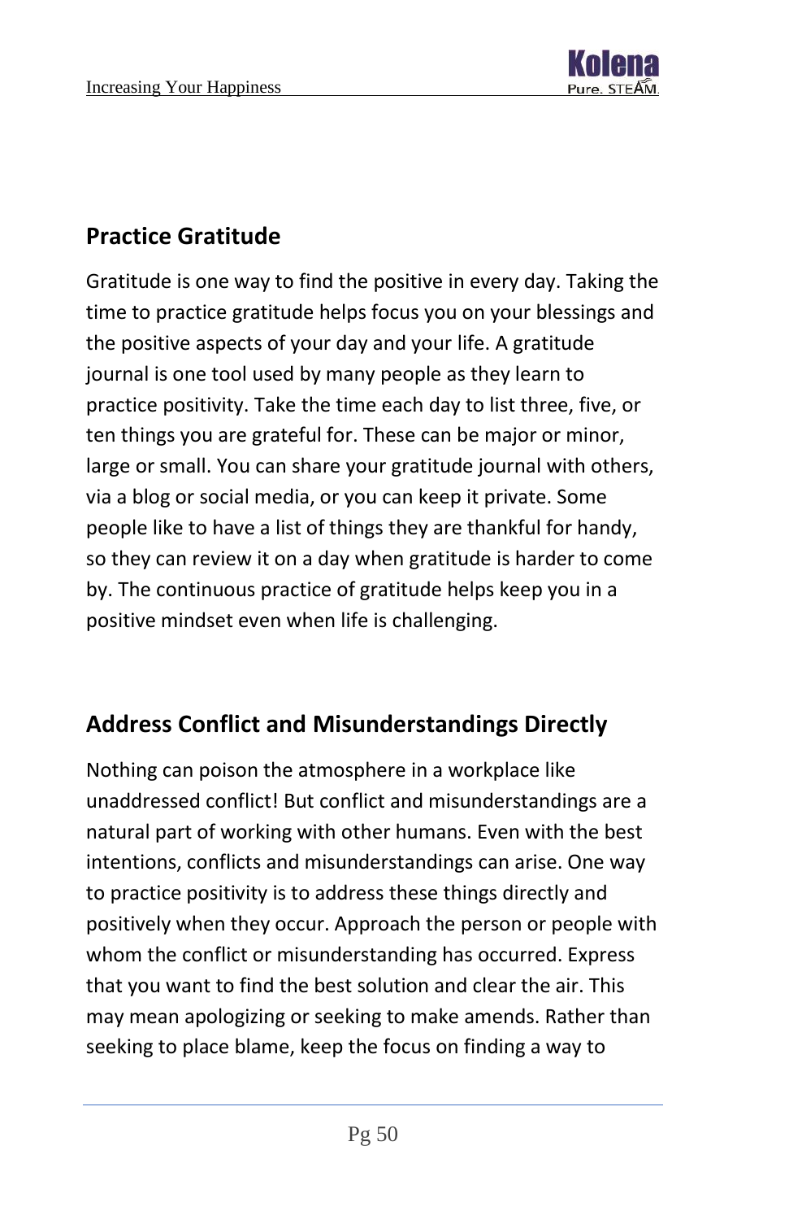## Practice Gratitude

Gratitude is one way to find the positive in every day. Taking the time to practice gratitude helps focus you on your blessings and the positive aspects of your day and your life. A gratitude journal is one tool used by many people as they learn to practice positivity. Take the time each day to list three, five, or ten things you are grateful for. These can be major or minor, large or small. You can share your gratitude journal with others, via a blog or social media, or you can keep it private. Some people like to have a list of things they are thankful for handy, so they can review it on a day when gratitude is harder to come by. The continuous practice of gratitude helps keep you in a positive mindset even when life is challenging.

## Address Conflict and Misunderstandings Directly

Nothing can poison the atmosphere in a workplace like unaddressed conflict! But conflict and misunderstandings are a natural part of working with other humans. Even with the best intentions, conflicts and misunderstandings can arise. One way to practice positivity is to address these things directly and positively when they occur. Approach the person or people with whom the conflict or misunderstanding has occurred. Express that you want to find the best solution and clear the air. This may mean apologizing or seeking to make amends. Rather than seeking to place blame, keep the focus on finding a way to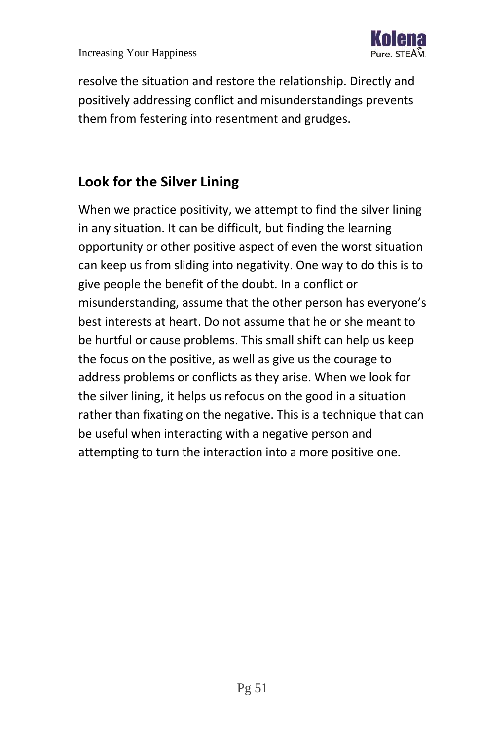resolve the situation and restore the relationship. Directly and positively addressing conflict and misunderstandings prevents them from festering into resentment and grudges.

## Look for the Silver Lining

When we practice positivity, we attempt to find the silver lining in any situation. It can be difficult, but finding the learning opportunity or other positive aspect of even the worst situation can keep us from sliding into negativity. One way to do this is to give people the benefit of the doubt. In a conflict or misunderstanding, assume that the other person has everyone's best interests at heart. Do not assume that he or she meant to be hurtful or cause problems. This small shift can help us keep the focus on the positive, as well as give us the courage to address problems or conflicts as they arise. When we look for the silver lining, it helps us refocus on the good in a situation rather than fixating on the negative. This is a technique that can be useful when interacting with a negative person and attempting to turn the interaction into a more positive one.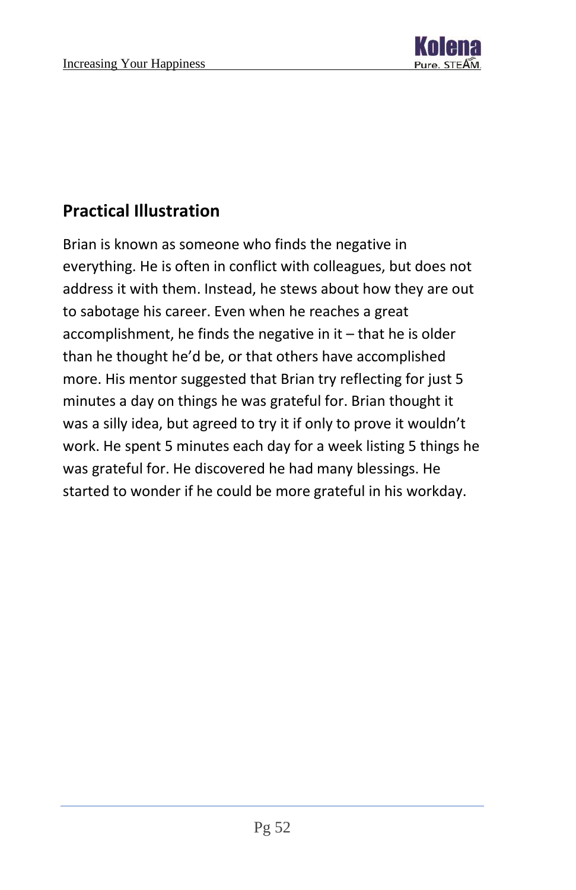## Practical Illustration

Brian is known as someone who finds the negative in everything. He is often in conflict with colleagues, but does not address it with them. Instead, he stews about how they are out to sabotage his career. Even when he reaches a great accomplishment, he finds the negative in it – that he is older than he thought he'd be, or that others have accomplished more. His mentor suggested that Brian try reflecting for just 5 minutes a day on things he was grateful for. Brian thought it was a silly idea, but agreed to try it if only to prove it wouldn't work. He spent 5 minutes each day for a week listing 5 things he was grateful for. He discovered he had many blessings. He started to wonder if he could be more grateful in his workday.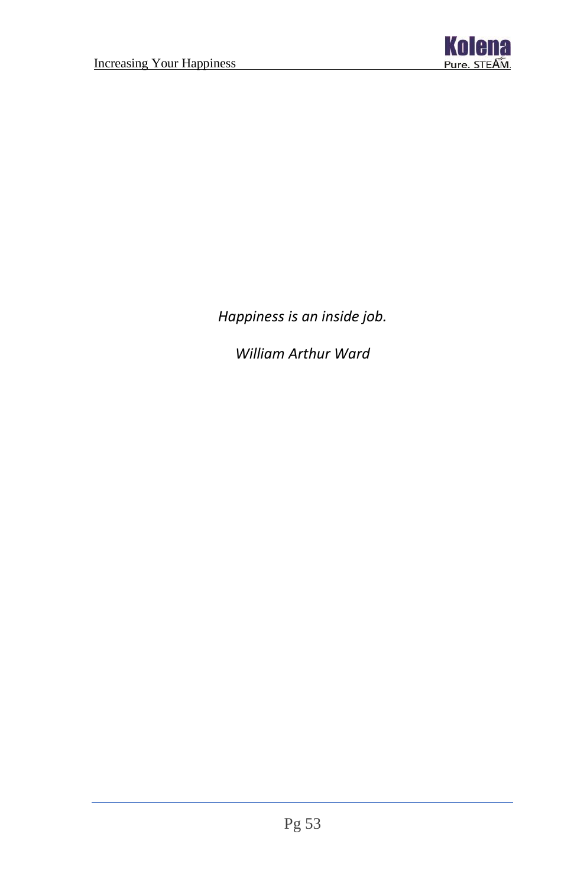*Happiness is an inside job.*

*William Arthur Ward*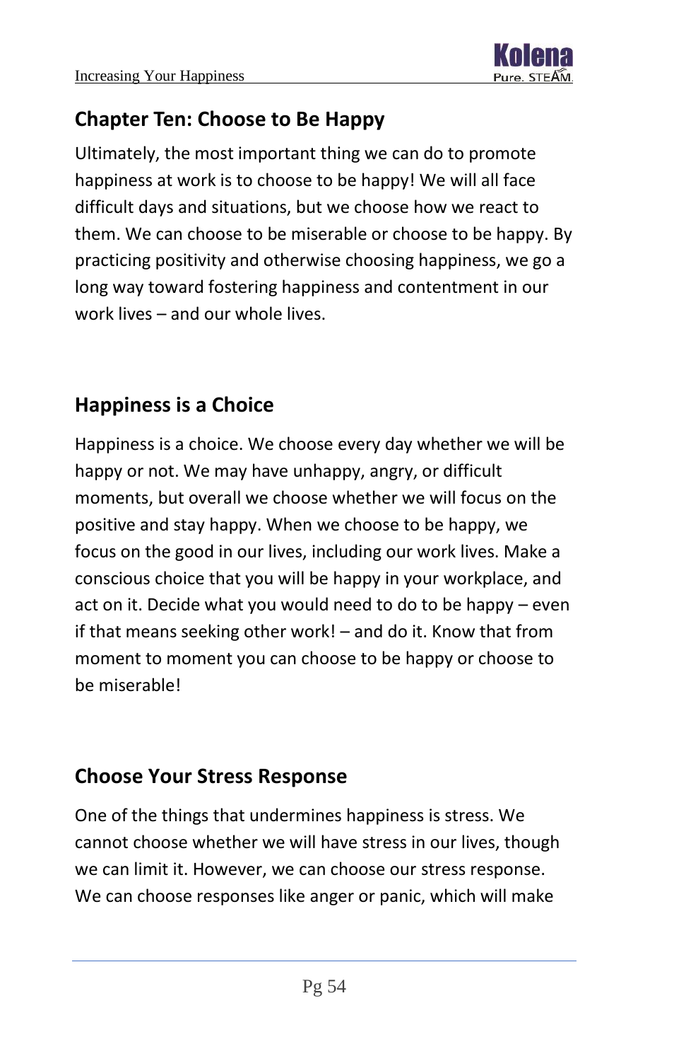## Chapter Ten: Choose to Be Happy

Ultimately, the most important thing we can do to promote happiness at work is to choose to be happy! We will all face difficult days and situations, but we choose how we react to them. We can choose to be miserable or choose to be happy. By practicing positivity and otherwise choosing happiness, we go a long way toward fostering happiness and contentment in our work lives – and our whole lives.

### Happiness is a Choice

Happiness is a choice. We choose every day whether we will be happy or not. We may have unhappy, angry, or difficult moments, but overall we choose whether we will focus on the positive and stay happy. When we choose to be happy, we focus on the good in our lives, including our work lives. Make a conscious choice that you will be happy in your workplace, and act on it. Decide what you would need to do to be happy – even if that means seeking other work! – and do it. Know that from moment to moment you can choose to be happy or choose to be miserable!

### Choose Your Stress Response

One of the things that undermines happiness is stress. We cannot choose whether we will have stress in our lives, though we can limit it. However, we can choose our stress response. We can choose responses like anger or panic, which will make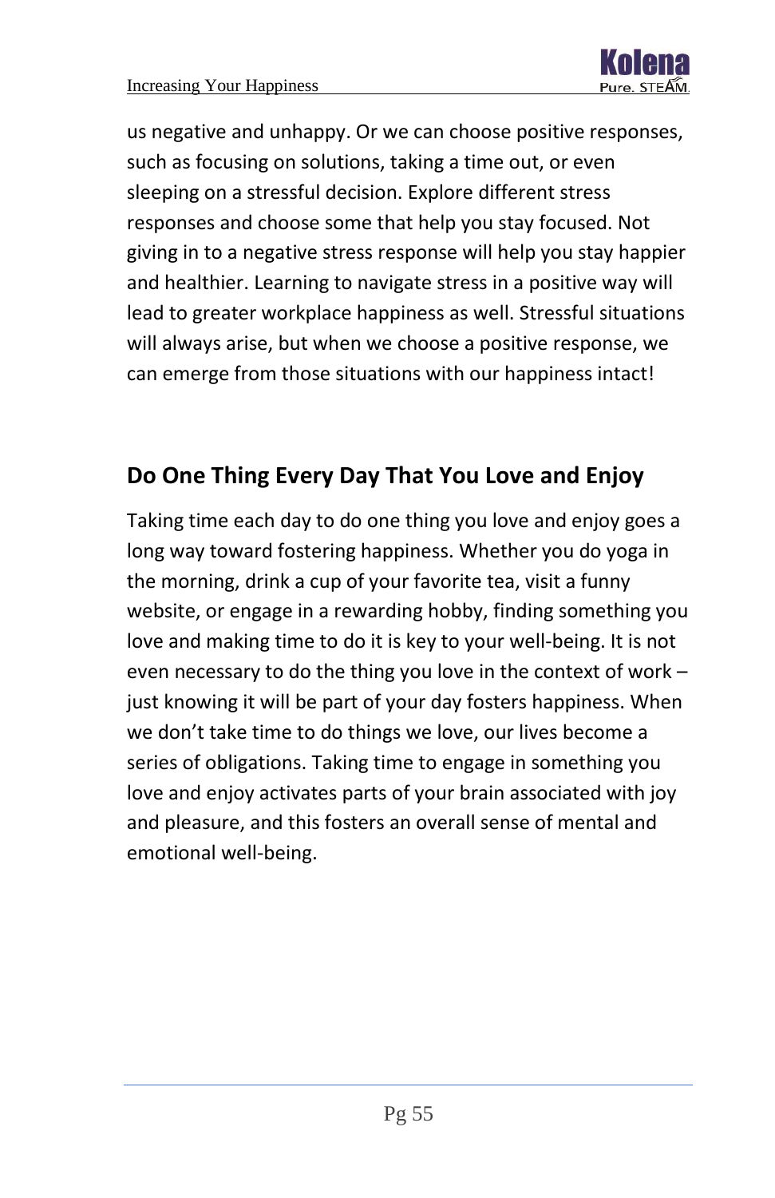us negative and unhappy. Or we can choose positive responses, such as focusing on solutions, taking a time out, or even sleeping on a stressful decision. Explore different stress responses and choose some that help you stay focused. Not giving in to a negative stress response will help you stay happier and healthier. Learning to navigate stress in a positive way will lead to greater workplace happiness as well. Stressful situations will always arise, but when we choose a positive response, we can emerge from those situations with our happiness intact!

## Do One Thing Every Day That You Love and Enjoy

Taking time each day to do one thing you love and enjoy goes a long way toward fostering happiness. Whether you do yoga in the morning, drink a cup of your favorite tea, visit a funny website, or engage in a rewarding hobby, finding something you love and making time to do it is key to your well-being. It is not even necessary to do the thing you love in the context of work – just knowing it will be part of your day fosters happiness. When we don't take time to do things we love, our lives become a series of obligations. Taking time to engage in something you love and enjoy activates parts of your brain associated with joy and pleasure, and this fosters an overall sense of mental and emotional well-being.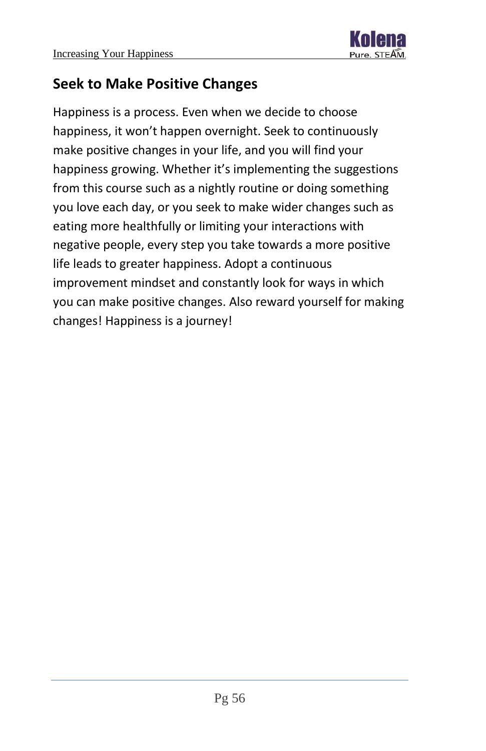## Seek to Make Positive Changes

Happiness is a process. Even when we decide to choose happiness, it won't happen overnight. Seek to continuously make positive changes in your life, and you will find your happiness growing. Whether it's implementing the suggestions from this course such as a nightly routine or doing something you love each day, or you seek to make wider changes such as eating more healthfully or limiting your interactions with negative people, every step you take towards a more positive life leads to greater happiness. Adopt a continuous improvement mindset and constantly look for ways in which you can make positive changes. Also reward yourself for making changes! Happiness is a journey!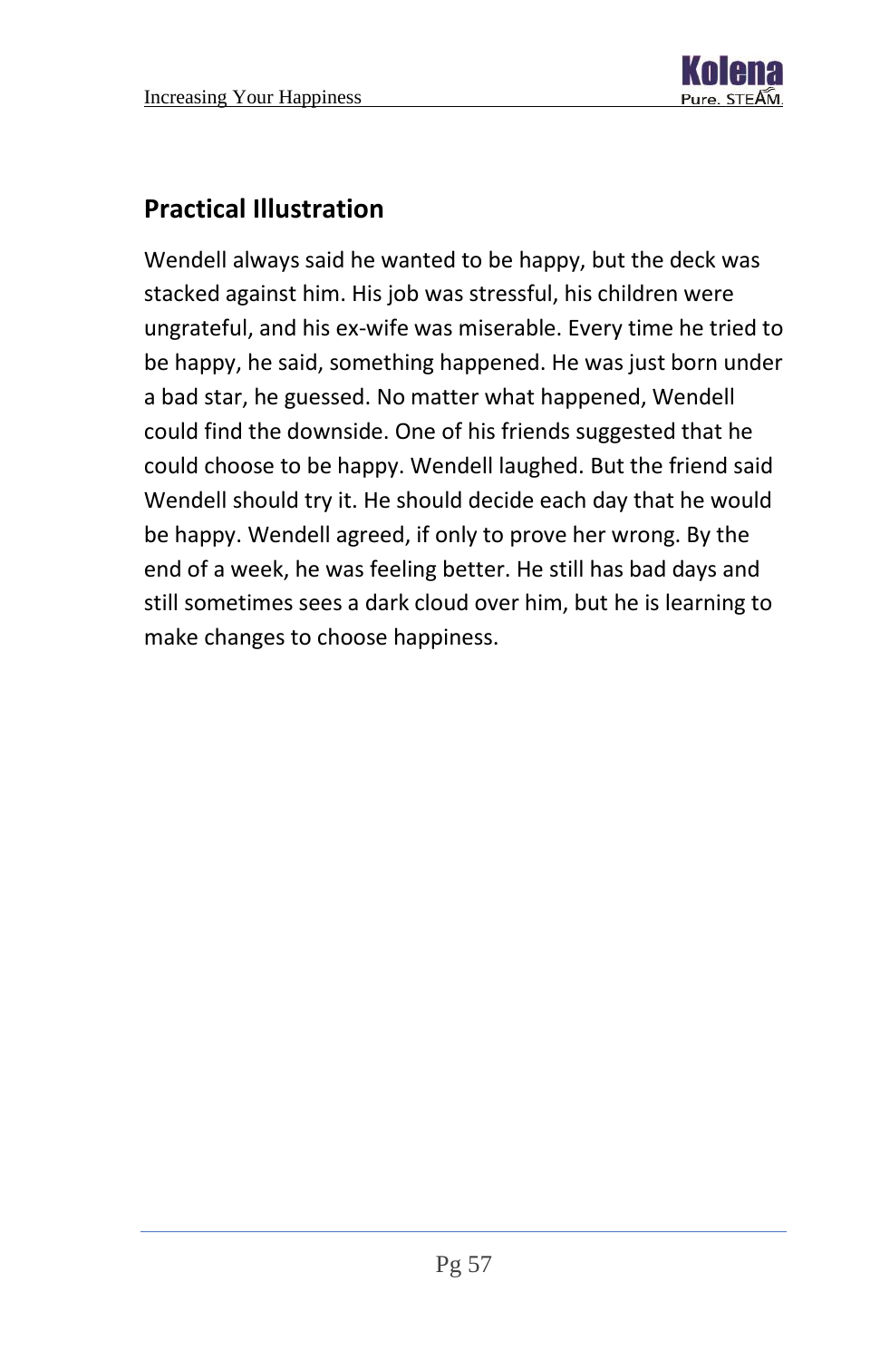## Practical Illustration

Wendell always said he wanted to be happy, but the deck was stacked against him. His job was stressful, his children were ungrateful, and his ex-wife was miserable. Every time he tried to be happy, he said, something happened. He was just born under a bad star, he guessed. No matter what happened, Wendell could find the downside. One of his friends suggested that he could choose to be happy. Wendell laughed. But the friend said Wendell should try it. He should decide each day that he would be happy. Wendell agreed, if only to prove her wrong. By the end of a week, he was feeling better. He still has bad days and still sometimes sees a dark cloud over him, but he is learning to make changes to choose happiness.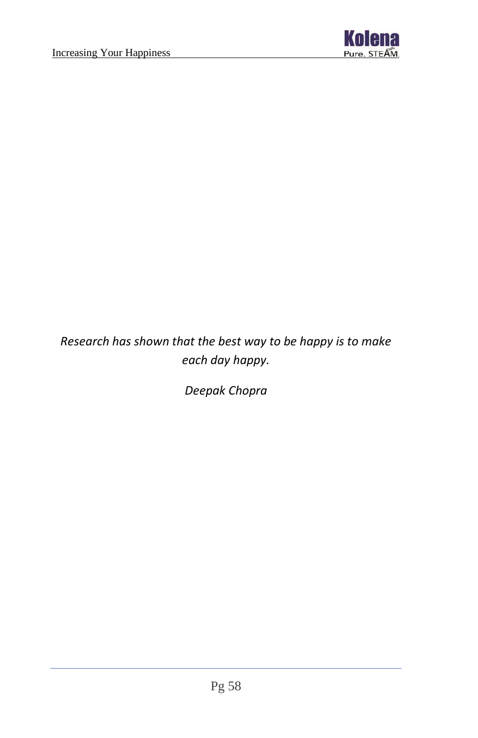*Research has shown that the best way to be happy is to make each day happy.*

*Deepak Chopra*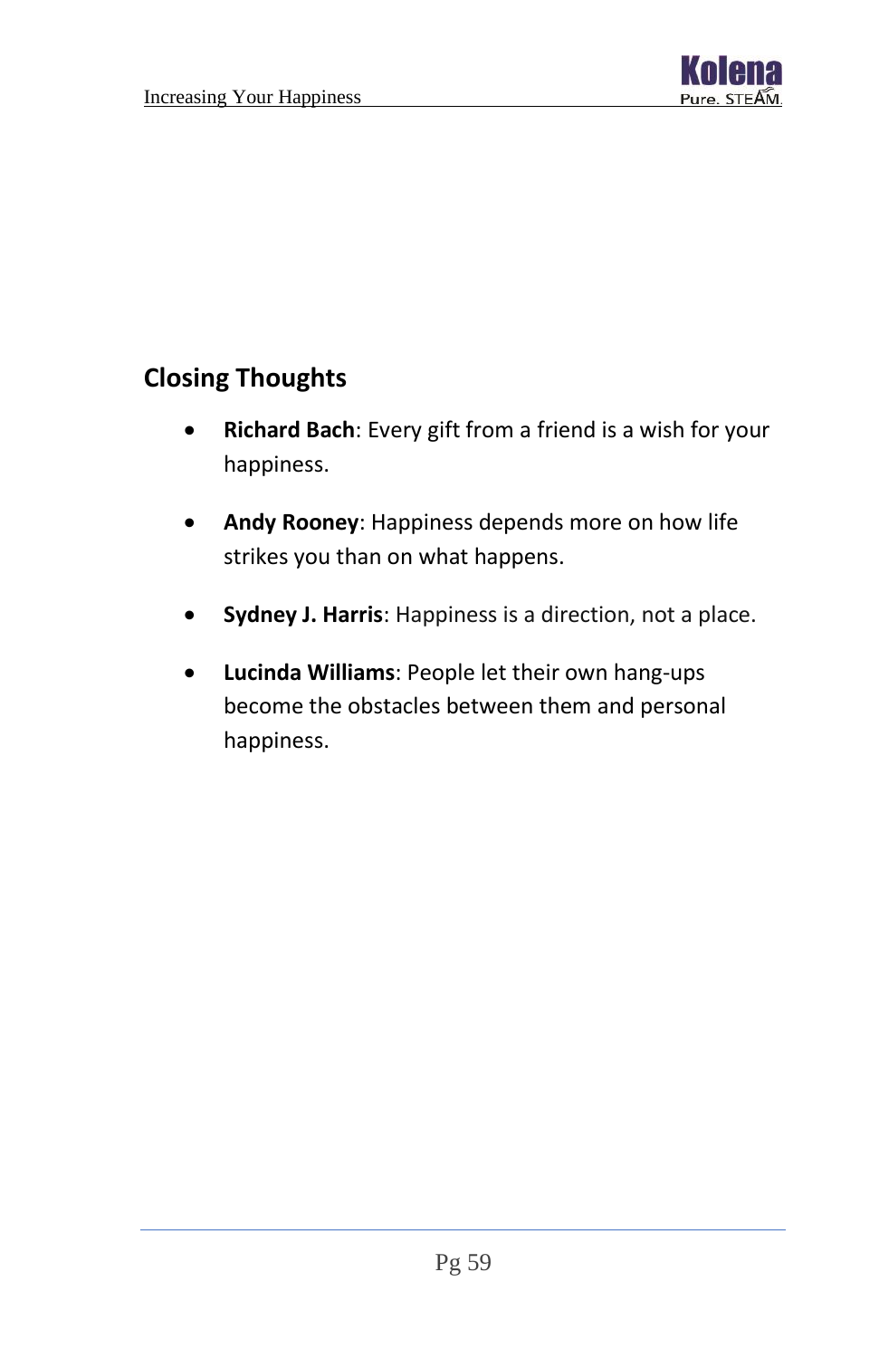## Closing Thoughts

- **Richard Bach**: Every gift from a friend is a wish for your happiness.
- **Andy Rooney**: Happiness depends more on how life strikes you than on what happens.
- **Sydney J. Harris**: Happiness is a direction, not a place.
- **Lucinda Williams**: People let their own hang-ups become the obstacles between them and personal happiness.